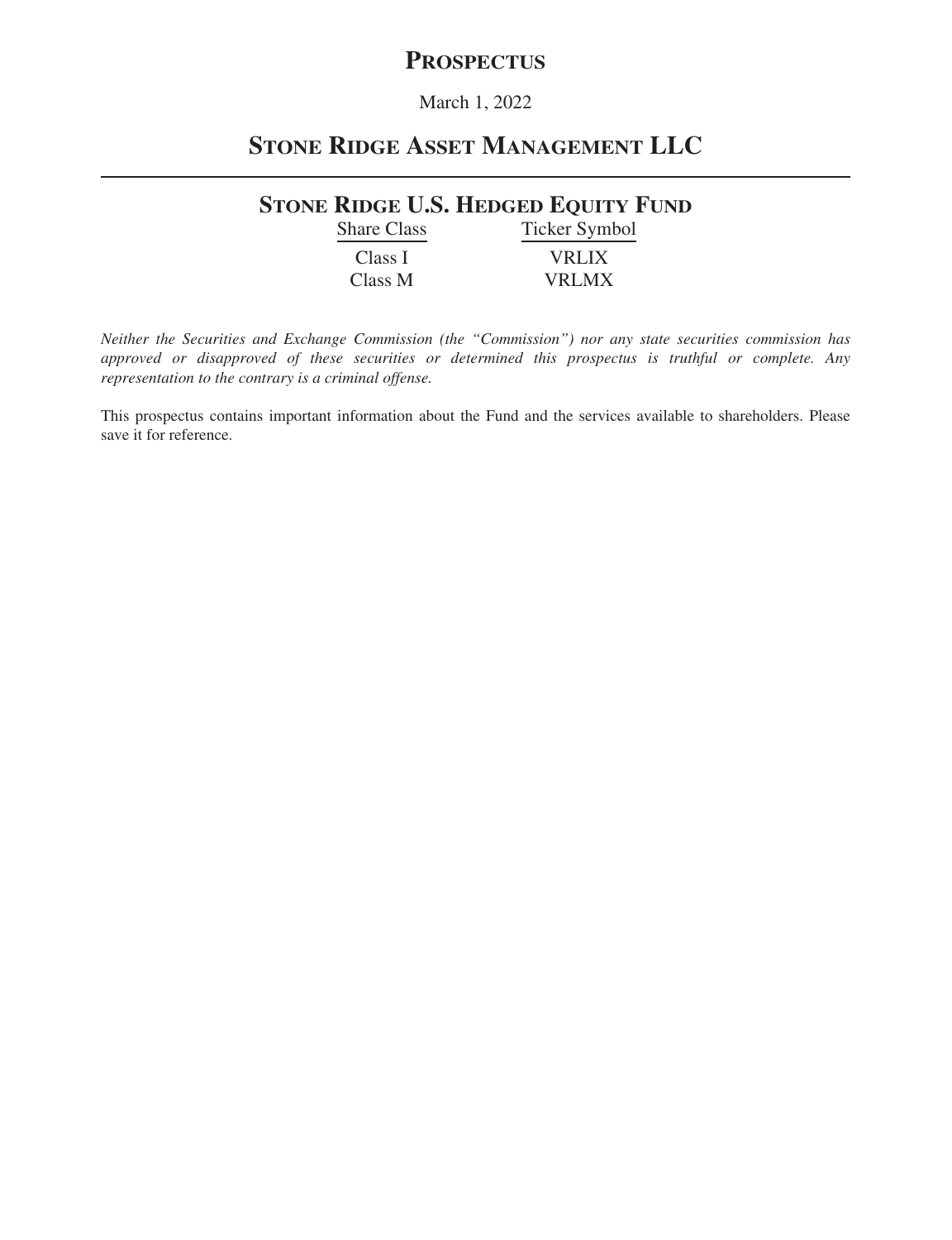# PROSPECTUS

March 1, 2022

# STONE RIDGE ASSET MANAGEMENT LLC

## STONE RIDGE U.S. HEDGED EQUITY FUND

| Share Class | Ticker Symbol |
|---|---|
| Class I | VRLIX |
| Class M | VRLMX |

*Neither the Securities and Exchange Commission (the "Commission") nor any state securities commission has approved or disapproved of these securities or determined this prospectus is truthful or complete. Any representation to the contrary is a criminal offense.*

This prospectus contains important information about the Fund and the services available to shareholders. Please save it for reference.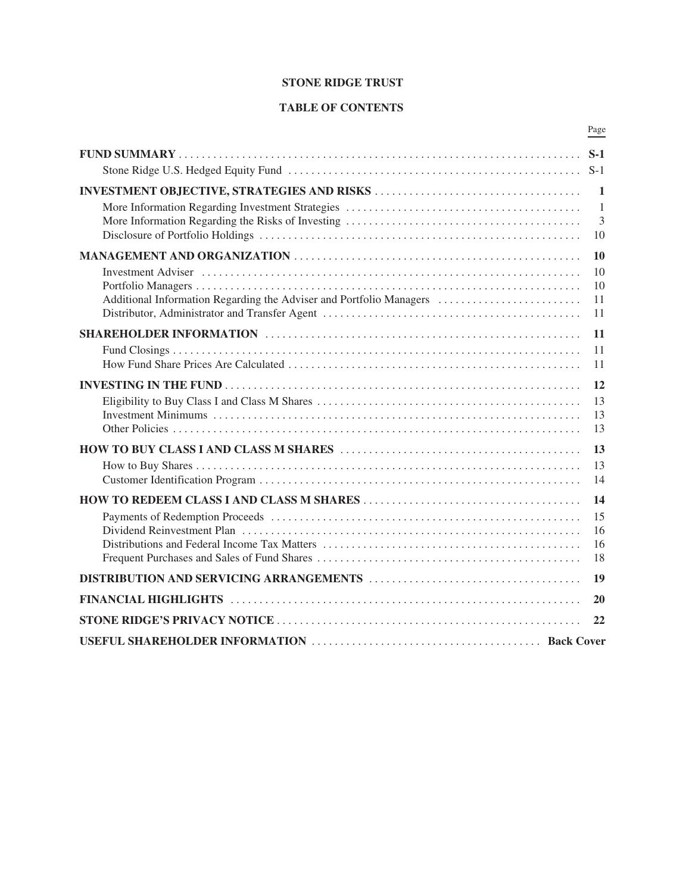# STONE RIDGE TRUST

## TABLE OF CONTENTS

| | Page |
|---|---|
| **FUND SUMMARY** | **S-1** |
| Stone Ridge U.S. Hedged Equity Fund | S-1 |
| **INVESTMENT OBJECTIVE, STRATEGIES AND RISKS** | **1** |
| More Information Regarding Investment Strategies | 1 |
| More Information Regarding the Risks of Investing | 3 |
| Disclosure of Portfolio Holdings | 10 |
| **MANAGEMENT AND ORGANIZATION** | **10** |
| Investment Adviser | 10 |
| Portfolio Managers | 10 |
| Additional Information Regarding the Adviser and Portfolio Managers | 11 |
| Distributor, Administrator and Transfer Agent | 11 |
| **SHAREHOLDER INFORMATION** | **11** |
| Fund Closings | 11 |
| How Fund Share Prices Are Calculated | 11 |
| **INVESTING IN THE FUND** | **12** |
| Eligibility to Buy Class I and Class M Shares | 13 |
| Investment Minimums | 13 |
| Other Policies | 13 |
| **HOW TO BUY CLASS I AND CLASS M SHARES** | **13** |
| How to Buy Shares | 13 |
| Customer Identification Program | 14 |
| **HOW TO REDEEM CLASS I AND CLASS M SHARES** | **14** |
| Payments of Redemption Proceeds | 15 |
| Dividend Reinvestment Plan | 16 |
| Distributions and Federal Income Tax Matters | 16 |
| Frequent Purchases and Sales of Fund Shares | 18 |
| **DISTRIBUTION AND SERVICING ARRANGEMENTS** | **19** |
| **FINANCIAL HIGHLIGHTS** | **20** |
| **STONE RIDGE'S PRIVACY NOTICE** | **22** |
| **USEFUL SHAREHOLDER INFORMATION** | **Back Cover** |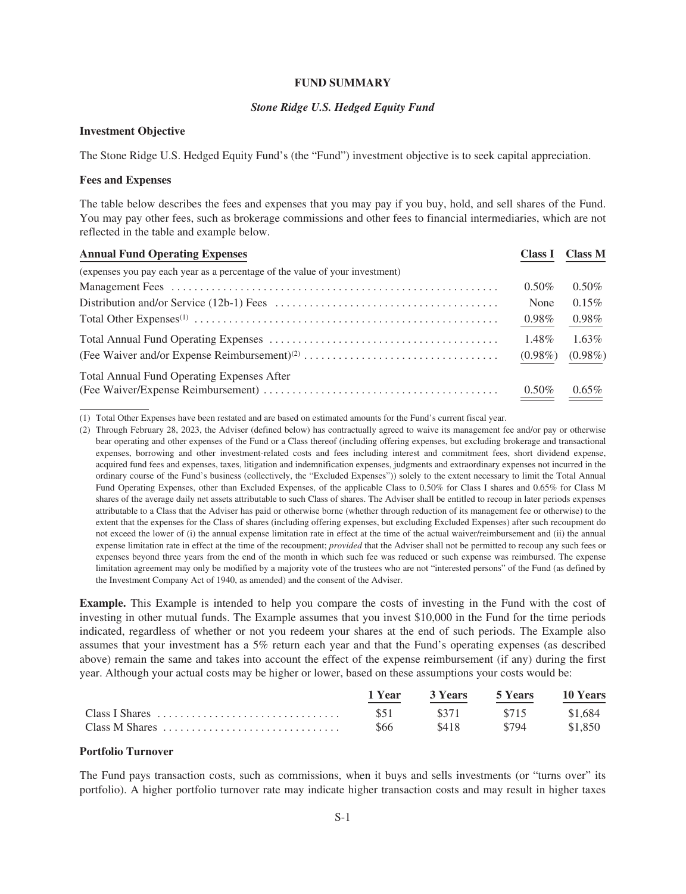# FUND SUMMARY

## *Stone Ridge U.S. Hedged Equity Fund*

### Investment Objective

The Stone Ridge U.S. Hedged Equity Fund's (the "Fund") investment objective is to seek capital appreciation.

### Fees and Expenses

The table below describes the fees and expenses that you may pay if you buy, hold, and sell shares of the Fund. You may pay other fees, such as brokerage commissions and other fees to financial intermediaries, which are not reflected in the table and example below.

| Annual Fund Operating Expenses | Class I | Class M |
|---|---|---|
| (expenses you pay each year as a percentage of the value of your investment) | | |
| Management Fees | 0.50% | 0.50% |
| Distribution and/or Service (12b-1) Fees | None | 0.15% |
| Total Other Expenses[(1)] | 0.98% | 0.98% |
| Total Annual Fund Operating Expenses | 1.48% | 1.63% |
| (Fee Waiver and/or Expense Reimbursement)[(2)] | (0.98%) | (0.98%) |
| Total Annual Fund Operating Expenses After (Fee Waiver/Expense Reimbursement) | 0.50% | 0.65% |

(1) Total Other Expenses have been restated and are based on estimated amounts for the Fund's current fiscal year.

(2) Through February 28, 2023, the Adviser (defined below) has contractually agreed to waive its management fee and/or pay or otherwise bear operating and other expenses of the Fund or a Class thereof (including offering expenses, but excluding brokerage and transactional expenses, borrowing and other investment-related costs and fees including interest and commitment fees, short dividend expense, acquired fund fees and expenses, taxes, litigation and indemnification expenses, judgments and extraordinary expenses not incurred in the ordinary course of the Fund's business (collectively, the "Excluded Expenses")) solely to the extent necessary to limit the Total Annual Fund Operating Expenses, other than Excluded Expenses, of the applicable Class to 0.50% for Class I shares and 0.65% for Class M shares of the average daily net assets attributable to such Class of shares. The Adviser shall be entitled to recoup in later periods expenses attributable to a Class that the Adviser has paid or otherwise borne (whether through reduction of its management fee or otherwise) to the extent that the expenses for the Class of shares (including offering expenses, but excluding Excluded Expenses) after such recoupment do not exceed the lower of (i) the annual expense limitation rate in effect at the time of the actual waiver/reimbursement and (ii) the annual expense limitation rate in effect at the time of the recoupment; *provided* that the Adviser shall not be permitted to recoup any such fees or expenses beyond three years from the end of the month in which such fee was reduced or such expense was reimbursed. The expense limitation agreement may only be modified by a majority vote of the trustees who are not "interested persons" of the Fund (as defined by the Investment Company Act of 1940, as amended) and the consent of the Adviser.

**Example.** This Example is intended to help you compare the costs of investing in the Fund with the cost of investing in other mutual funds. The Example assumes that you invest $10,000 in the Fund for the time periods indicated, regardless of whether or not you redeem your shares at the end of such periods. The Example also assumes that your investment has a 5% return each year and that the Fund's operating expenses (as described above) remain the same and takes into account the effect of the expense reimbursement (if any) during the first year. Although your actual costs may be higher or lower, based on these assumptions your costs would be:

| | 1 Year | 3 Years | 5 Years | 10 Years |
|---|---|---|---|---|
| Class I Shares | $51 | $371 | $715 | $1,684 |
| Class M Shares | $66 | $418 | $794 | $1,850 |

### Portfolio Turnover

The Fund pays transaction costs, such as commissions, when it buys and sells investments (or "turns over" its portfolio). A higher portfolio turnover rate may indicate higher transaction costs and may result in higher taxes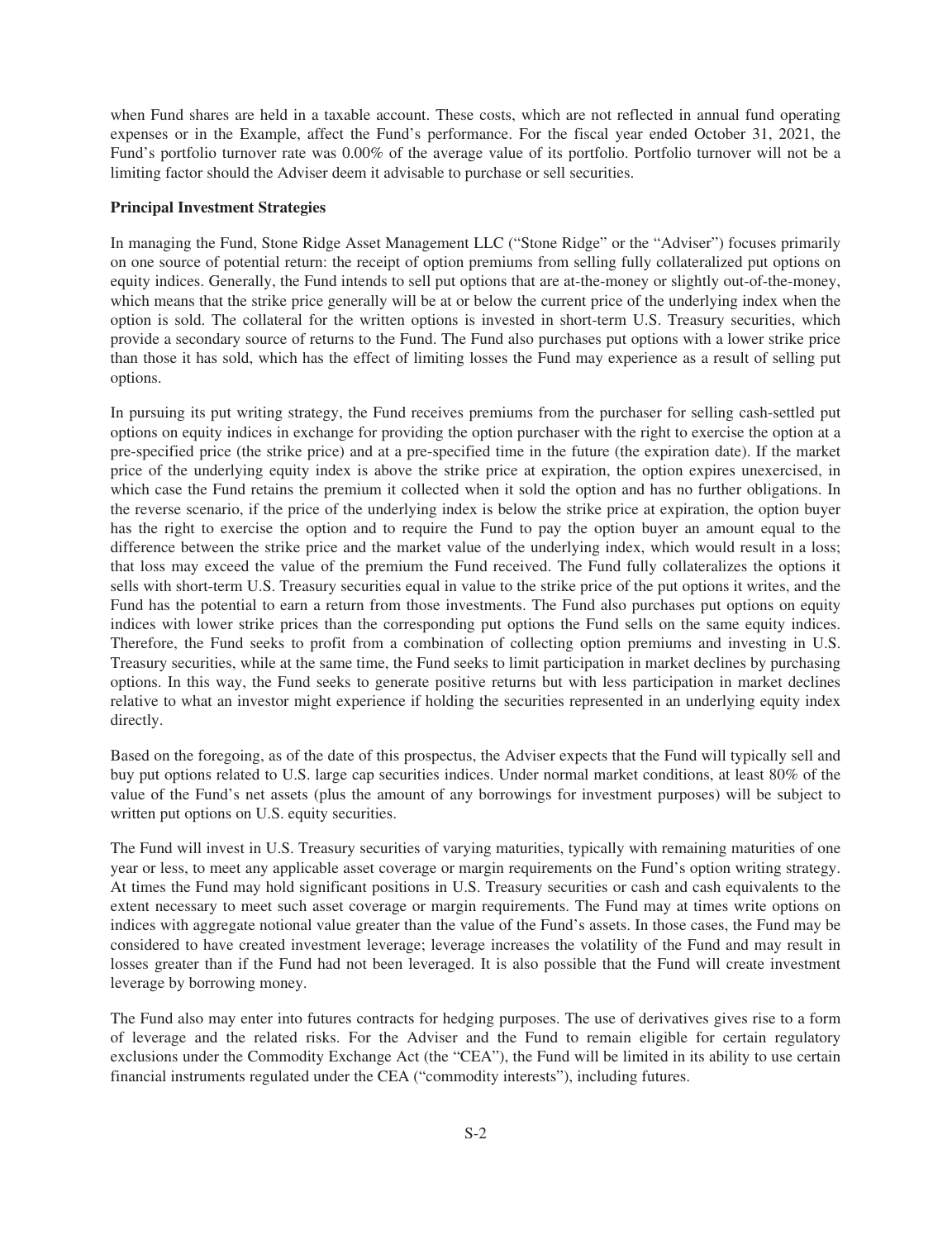when Fund shares are held in a taxable account. These costs, which are not reflected in annual fund operating expenses or in the Example, affect the Fund's performance. For the fiscal year ended October 31, 2021, the Fund's portfolio turnover rate was 0.00% of the average value of its portfolio. Portfolio turnover will not be a limiting factor should the Adviser deem it advisable to purchase or sell securities.

**Principal Investment Strategies**

In managing the Fund, Stone Ridge Asset Management LLC ("Stone Ridge" or the "Adviser") focuses primarily on one source of potential return: the receipt of option premiums from selling fully collateralized put options on equity indices. Generally, the Fund intends to sell put options that are at-the-money or slightly out-of-the-money, which means that the strike price generally will be at or below the current price of the underlying index when the option is sold. The collateral for the written options is invested in short-term U.S. Treasury securities, which provide a secondary source of returns to the Fund. The Fund also purchases put options with a lower strike price than those it has sold, which has the effect of limiting losses the Fund may experience as a result of selling put options.

In pursuing its put writing strategy, the Fund receives premiums from the purchaser for selling cash-settled put options on equity indices in exchange for providing the option purchaser with the right to exercise the option at a pre-specified price (the strike price) and at a pre-specified time in the future (the expiration date). If the market price of the underlying equity index is above the strike price at expiration, the option expires unexercised, in which case the Fund retains the premium it collected when it sold the option and has no further obligations. In the reverse scenario, if the price of the underlying index is below the strike price at expiration, the option buyer has the right to exercise the option and to require the Fund to pay the option buyer an amount equal to the difference between the strike price and the market value of the underlying index, which would result in a loss; that loss may exceed the value of the premium the Fund received. The Fund fully collateralizes the options it sells with short-term U.S. Treasury securities equal in value to the strike price of the put options it writes, and the Fund has the potential to earn a return from those investments. The Fund also purchases put options on equity indices with lower strike prices than the corresponding put options the Fund sells on the same equity indices. Therefore, the Fund seeks to profit from a combination of collecting option premiums and investing in U.S. Treasury securities, while at the same time, the Fund seeks to limit participation in market declines by purchasing options. In this way, the Fund seeks to generate positive returns but with less participation in market declines relative to what an investor might experience if holding the securities represented in an underlying equity index directly.

Based on the foregoing, as of the date of this prospectus, the Adviser expects that the Fund will typically sell and buy put options related to U.S. large cap securities indices. Under normal market conditions, at least 80% of the value of the Fund's net assets (plus the amount of any borrowings for investment purposes) will be subject to written put options on U.S. equity securities.

The Fund will invest in U.S. Treasury securities of varying maturities, typically with remaining maturities of one year or less, to meet any applicable asset coverage or margin requirements on the Fund's option writing strategy. At times the Fund may hold significant positions in U.S. Treasury securities or cash and cash equivalents to the extent necessary to meet such asset coverage or margin requirements. The Fund may at times write options on indices with aggregate notional value greater than the value of the Fund's assets. In those cases, the Fund may be considered to have created investment leverage; leverage increases the volatility of the Fund and may result in losses greater than if the Fund had not been leveraged. It is also possible that the Fund will create investment leverage by borrowing money.

The Fund also may enter into futures contracts for hedging purposes. The use of derivatives gives rise to a form of leverage and the related risks. For the Adviser and the Fund to remain eligible for certain regulatory exclusions under the Commodity Exchange Act (the "CEA"), the Fund will be limited in its ability to use certain financial instruments regulated under the CEA ("commodity interests"), including futures.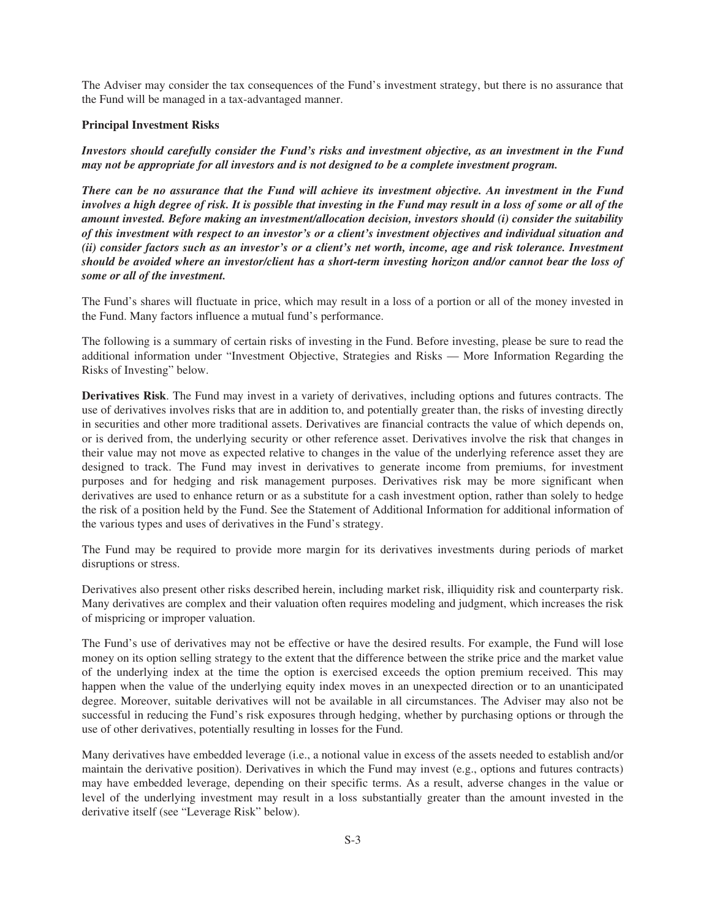The Adviser may consider the tax consequences of the Fund's investment strategy, but there is no assurance that the Fund will be managed in a tax-advantaged manner.

**Principal Investment Risks**

***Investors should carefully consider the Fund's risks and investment objective, as an investment in the Fund may not be appropriate for all investors and is not designed to be a complete investment program.***

***There can be no assurance that the Fund will achieve its investment objective. An investment in the Fund involves a high degree of risk. It is possible that investing in the Fund may result in a loss of some or all of the amount invested. Before making an investment/allocation decision, investors should (i) consider the suitability of this investment with respect to an investor's or a client's investment objectives and individual situation and (ii) consider factors such as an investor's or a client's net worth, income, age and risk tolerance. Investment should be avoided where an investor/client has a short-term investing horizon and/or cannot bear the loss of some or all of the investment.***

The Fund's shares will fluctuate in price, which may result in a loss of a portion or all of the money invested in the Fund. Many factors influence a mutual fund's performance.

The following is a summary of certain risks of investing in the Fund. Before investing, please be sure to read the additional information under "Investment Objective, Strategies and Risks — More Information Regarding the Risks of Investing" below.

**Derivatives Risk**. The Fund may invest in a variety of derivatives, including options and futures contracts. The use of derivatives involves risks that are in addition to, and potentially greater than, the risks of investing directly in securities and other more traditional assets. Derivatives are financial contracts the value of which depends on, or is derived from, the underlying security or other reference asset. Derivatives involve the risk that changes in their value may not move as expected relative to changes in the value of the underlying reference asset they are designed to track. The Fund may invest in derivatives to generate income from premiums, for investment purposes and for hedging and risk management purposes. Derivatives risk may be more significant when derivatives are used to enhance return or as a substitute for a cash investment option, rather than solely to hedge the risk of a position held by the Fund. See the Statement of Additional Information for additional information of the various types and uses of derivatives in the Fund's strategy.

The Fund may be required to provide more margin for its derivatives investments during periods of market disruptions or stress.

Derivatives also present other risks described herein, including market risk, illiquidity risk and counterparty risk. Many derivatives are complex and their valuation often requires modeling and judgment, which increases the risk of mispricing or improper valuation.

The Fund's use of derivatives may not be effective or have the desired results. For example, the Fund will lose money on its option selling strategy to the extent that the difference between the strike price and the market value of the underlying index at the time the option is exercised exceeds the option premium received. This may happen when the value of the underlying equity index moves in an unexpected direction or to an unanticipated degree. Moreover, suitable derivatives will not be available in all circumstances. The Adviser may also not be successful in reducing the Fund's risk exposures through hedging, whether by purchasing options or through the use of other derivatives, potentially resulting in losses for the Fund.

Many derivatives have embedded leverage (i.e., a notional value in excess of the assets needed to establish and/or maintain the derivative position). Derivatives in which the Fund may invest (e.g., options and futures contracts) may have embedded leverage, depending on their specific terms. As a result, adverse changes in the value or level of the underlying investment may result in a loss substantially greater than the amount invested in the derivative itself (see "Leverage Risk" below).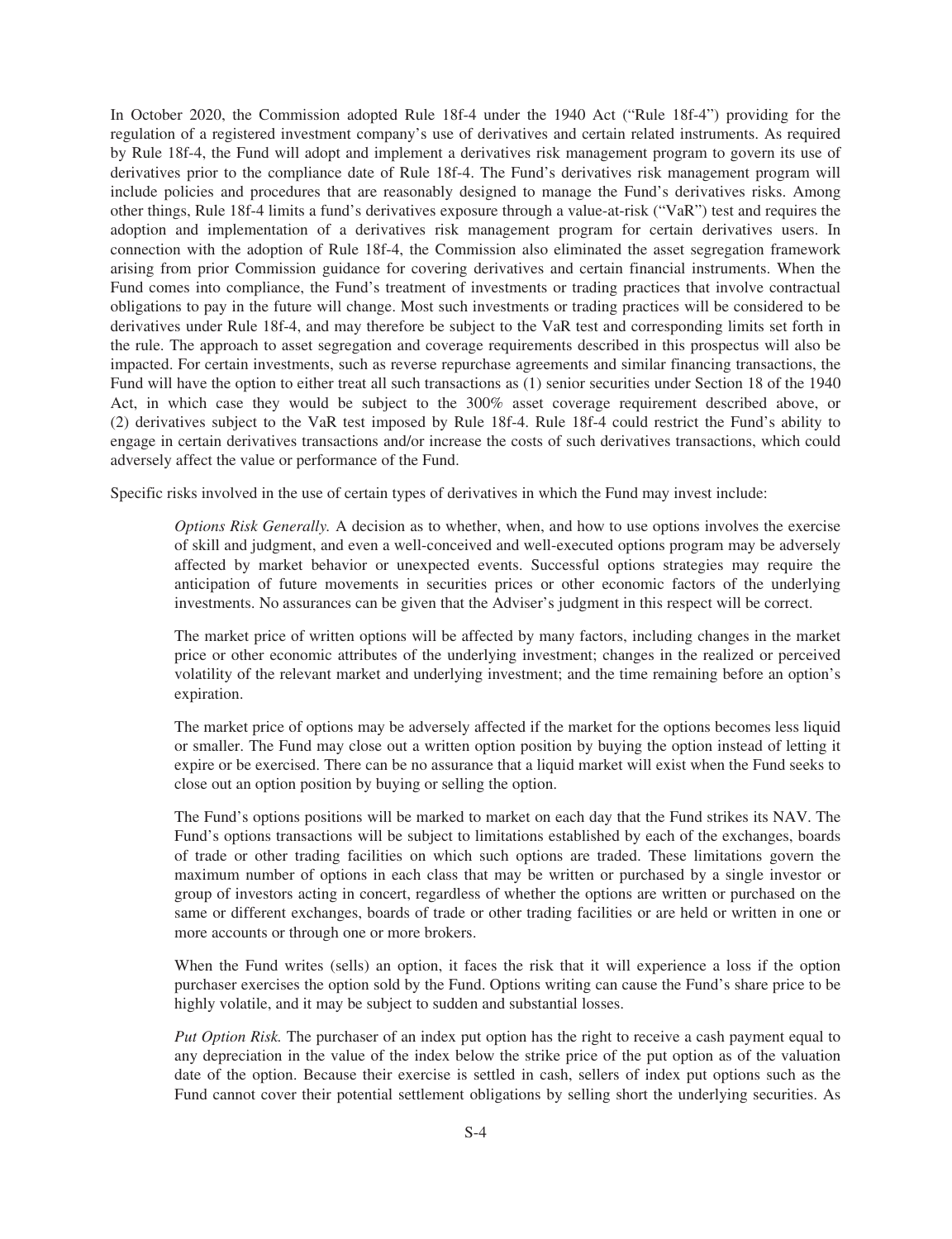In October 2020, the Commission adopted Rule 18f-4 under the 1940 Act ("Rule 18f-4") providing for the regulation of a registered investment company's use of derivatives and certain related instruments. As required by Rule 18f-4, the Fund will adopt and implement a derivatives risk management program to govern its use of derivatives prior to the compliance date of Rule 18f-4. The Fund's derivatives risk management program will include policies and procedures that are reasonably designed to manage the Fund's derivatives risks. Among other things, Rule 18f-4 limits a fund's derivatives exposure through a value-at-risk ("VaR") test and requires the adoption and implementation of a derivatives risk management program for certain derivatives users. In connection with the adoption of Rule 18f-4, the Commission also eliminated the asset segregation framework arising from prior Commission guidance for covering derivatives and certain financial instruments. When the Fund comes into compliance, the Fund's treatment of investments or trading practices that involve contractual obligations to pay in the future will change. Most such investments or trading practices will be considered to be derivatives under Rule 18f-4, and may therefore be subject to the VaR test and corresponding limits set forth in the rule. The approach to asset segregation and coverage requirements described in this prospectus will also be impacted. For certain investments, such as reverse repurchase agreements and similar financing transactions, the Fund will have the option to either treat all such transactions as (1) senior securities under Section 18 of the 1940 Act, in which case they would be subject to the 300% asset coverage requirement described above, or (2) derivatives subject to the VaR test imposed by Rule 18f-4. Rule 18f-4 could restrict the Fund's ability to engage in certain derivatives transactions and/or increase the costs of such derivatives transactions, which could adversely affect the value or performance of the Fund.

Specific risks involved in the use of certain types of derivatives in which the Fund may invest include:

*Options Risk Generally.* A decision as to whether, when, and how to use options involves the exercise of skill and judgment, and even a well-conceived and well-executed options program may be adversely affected by market behavior or unexpected events. Successful options strategies may require the anticipation of future movements in securities prices or other economic factors of the underlying investments. No assurances can be given that the Adviser's judgment in this respect will be correct.

The market price of written options will be affected by many factors, including changes in the market price or other economic attributes of the underlying investment; changes in the realized or perceived volatility of the relevant market and underlying investment; and the time remaining before an option's expiration.

The market price of options may be adversely affected if the market for the options becomes less liquid or smaller. The Fund may close out a written option position by buying the option instead of letting it expire or be exercised. There can be no assurance that a liquid market will exist when the Fund seeks to close out an option position by buying or selling the option.

The Fund's options positions will be marked to market on each day that the Fund strikes its NAV. The Fund's options transactions will be subject to limitations established by each of the exchanges, boards of trade or other trading facilities on which such options are traded. These limitations govern the maximum number of options in each class that may be written or purchased by a single investor or group of investors acting in concert, regardless of whether the options are written or purchased on the same or different exchanges, boards of trade or other trading facilities or are held or written in one or more accounts or through one or more brokers.

When the Fund writes (sells) an option, it faces the risk that it will experience a loss if the option purchaser exercises the option sold by the Fund. Options writing can cause the Fund's share price to be highly volatile, and it may be subject to sudden and substantial losses.

*Put Option Risk.* The purchaser of an index put option has the right to receive a cash payment equal to any depreciation in the value of the index below the strike price of the put option as of the valuation date of the option. Because their exercise is settled in cash, sellers of index put options such as the Fund cannot cover their potential settlement obligations by selling short the underlying securities. As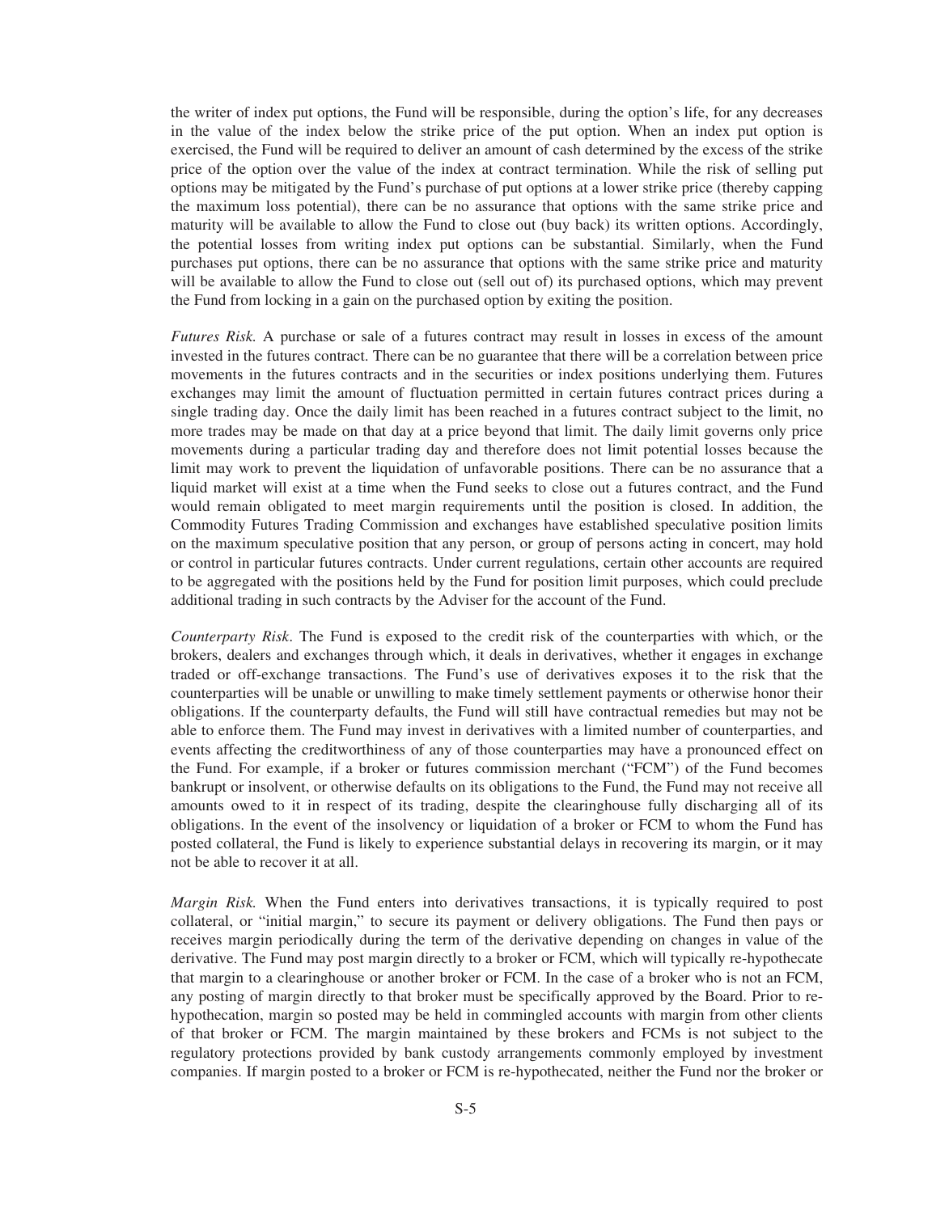the writer of index put options, the Fund will be responsible, during the option's life, for any decreases in the value of the index below the strike price of the put option. When an index put option is exercised, the Fund will be required to deliver an amount of cash determined by the excess of the strike price of the option over the value of the index at contract termination. While the risk of selling put options may be mitigated by the Fund's purchase of put options at a lower strike price (thereby capping the maximum loss potential), there can be no assurance that options with the same strike price and maturity will be available to allow the Fund to close out (buy back) its written options. Accordingly, the potential losses from writing index put options can be substantial. Similarly, when the Fund purchases put options, there can be no assurance that options with the same strike price and maturity will be available to allow the Fund to close out (sell out of) its purchased options, which may prevent the Fund from locking in a gain on the purchased option by exiting the position.

*Futures Risk.* A purchase or sale of a futures contract may result in losses in excess of the amount invested in the futures contract. There can be no guarantee that there will be a correlation between price movements in the futures contracts and in the securities or index positions underlying them. Futures exchanges may limit the amount of fluctuation permitted in certain futures contract prices during a single trading day. Once the daily limit has been reached in a futures contract subject to the limit, no more trades may be made on that day at a price beyond that limit. The daily limit governs only price movements during a particular trading day and therefore does not limit potential losses because the limit may work to prevent the liquidation of unfavorable positions. There can be no assurance that a liquid market will exist at a time when the Fund seeks to close out a futures contract, and the Fund would remain obligated to meet margin requirements until the position is closed. In addition, the Commodity Futures Trading Commission and exchanges have established speculative position limits on the maximum speculative position that any person, or group of persons acting in concert, may hold or control in particular futures contracts. Under current regulations, certain other accounts are required to be aggregated with the positions held by the Fund for position limit purposes, which could preclude additional trading in such contracts by the Adviser for the account of the Fund.

*Counterparty Risk*. The Fund is exposed to the credit risk of the counterparties with which, or the brokers, dealers and exchanges through which, it deals in derivatives, whether it engages in exchange traded or off-exchange transactions. The Fund's use of derivatives exposes it to the risk that the counterparties will be unable or unwilling to make timely settlement payments or otherwise honor their obligations. If the counterparty defaults, the Fund will still have contractual remedies but may not be able to enforce them. The Fund may invest in derivatives with a limited number of counterparties, and events affecting the creditworthiness of any of those counterparties may have a pronounced effect on the Fund. For example, if a broker or futures commission merchant ("FCM") of the Fund becomes bankrupt or insolvent, or otherwise defaults on its obligations to the Fund, the Fund may not receive all amounts owed to it in respect of its trading, despite the clearinghouse fully discharging all of its obligations. In the event of the insolvency or liquidation of a broker or FCM to whom the Fund has posted collateral, the Fund is likely to experience substantial delays in recovering its margin, or it may not be able to recover it at all.

*Margin Risk.* When the Fund enters into derivatives transactions, it is typically required to post collateral, or "initial margin," to secure its payment or delivery obligations. The Fund then pays or receives margin periodically during the term of the derivative depending on changes in value of the derivative. The Fund may post margin directly to a broker or FCM, which will typically re-hypothecate that margin to a clearinghouse or another broker or FCM. In the case of a broker who is not an FCM, any posting of margin directly to that broker must be specifically approved by the Board. Prior to re-hypothecation, margin so posted may be held in commingled accounts with margin from other clients of that broker or FCM. The margin maintained by these brokers and FCMs is not subject to the regulatory protections provided by bank custody arrangements commonly employed by investment companies. If margin posted to a broker or FCM is re-hypothecated, neither the Fund nor the broker or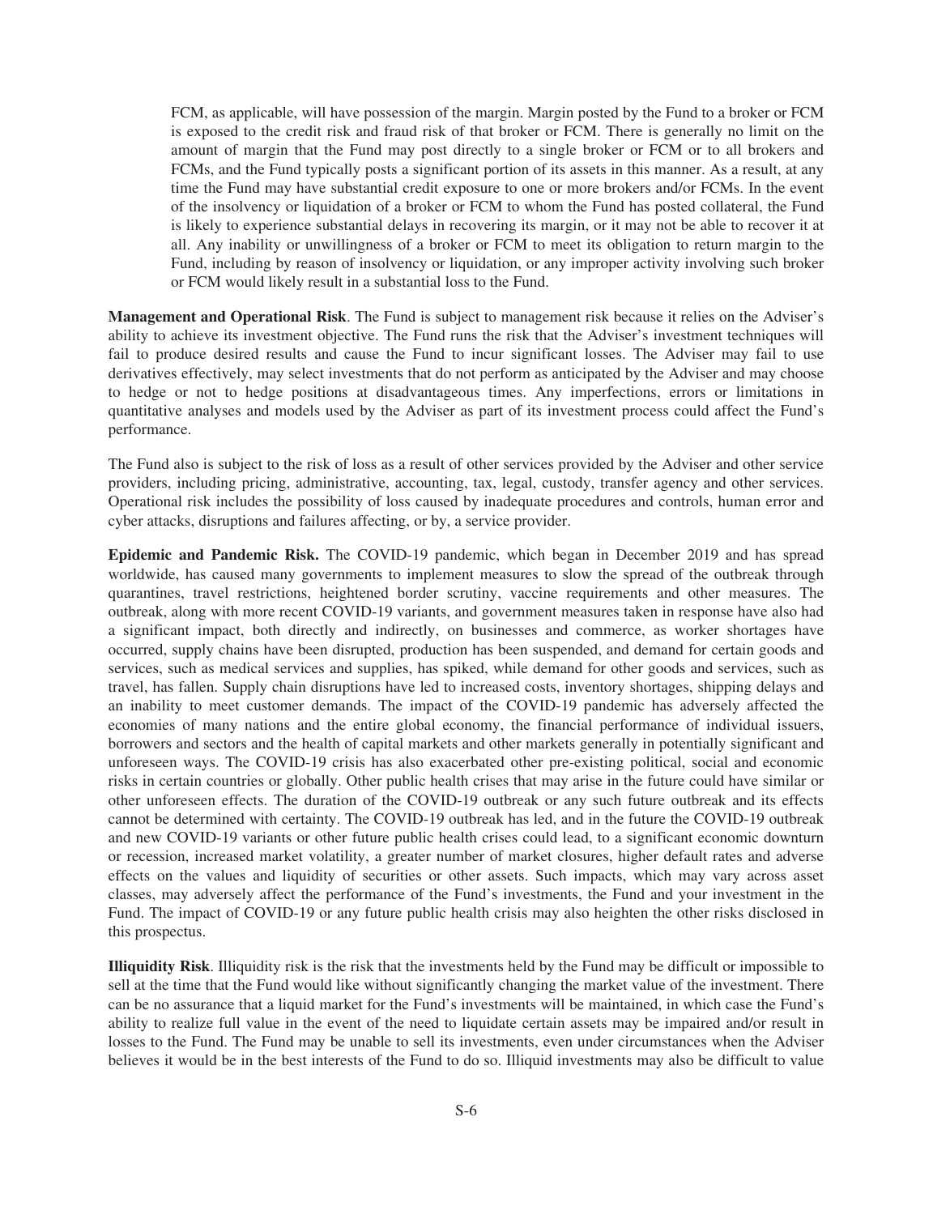FCM, as applicable, will have possession of the margin. Margin posted by the Fund to a broker or FCM is exposed to the credit risk and fraud risk of that broker or FCM. There is generally no limit on the amount of margin that the Fund may post directly to a single broker or FCM or to all brokers and FCMs, and the Fund typically posts a significant portion of its assets in this manner. As a result, at any time the Fund may have substantial credit exposure to one or more brokers and/or FCMs. In the event of the insolvency or liquidation of a broker or FCM to whom the Fund has posted collateral, the Fund is likely to experience substantial delays in recovering its margin, or it may not be able to recover it at all. Any inability or unwillingness of a broker or FCM to meet its obligation to return margin to the Fund, including by reason of insolvency or liquidation, or any improper activity involving such broker or FCM would likely result in a substantial loss to the Fund.

**Management and Operational Risk**. The Fund is subject to management risk because it relies on the Adviser's ability to achieve its investment objective. The Fund runs the risk that the Adviser's investment techniques will fail to produce desired results and cause the Fund to incur significant losses. The Adviser may fail to use derivatives effectively, may select investments that do not perform as anticipated by the Adviser and may choose to hedge or not to hedge positions at disadvantageous times. Any imperfections, errors or limitations in quantitative analyses and models used by the Adviser as part of its investment process could affect the Fund's performance.

The Fund also is subject to the risk of loss as a result of other services provided by the Adviser and other service providers, including pricing, administrative, accounting, tax, legal, custody, transfer agency and other services. Operational risk includes the possibility of loss caused by inadequate procedures and controls, human error and cyber attacks, disruptions and failures affecting, or by, a service provider.

**Epidemic and Pandemic Risk.** The COVID-19 pandemic, which began in December 2019 and has spread worldwide, has caused many governments to implement measures to slow the spread of the outbreak through quarantines, travel restrictions, heightened border scrutiny, vaccine requirements and other measures. The outbreak, along with more recent COVID-19 variants, and government measures taken in response have also had a significant impact, both directly and indirectly, on businesses and commerce, as worker shortages have occurred, supply chains have been disrupted, production has been suspended, and demand for certain goods and services, such as medical services and supplies, has spiked, while demand for other goods and services, such as travel, has fallen. Supply chain disruptions have led to increased costs, inventory shortages, shipping delays and an inability to meet customer demands. The impact of the COVID-19 pandemic has adversely affected the economies of many nations and the entire global economy, the financial performance of individual issuers, borrowers and sectors and the health of capital markets and other markets generally in potentially significant and unforeseen ways. The COVID-19 crisis has also exacerbated other pre-existing political, social and economic risks in certain countries or globally. Other public health crises that may arise in the future could have similar or other unforeseen effects. The duration of the COVID-19 outbreak or any such future outbreak and its effects cannot be determined with certainty. The COVID-19 outbreak has led, and in the future the COVID-19 outbreak and new COVID-19 variants or other future public health crises could lead, to a significant economic downturn or recession, increased market volatility, a greater number of market closures, higher default rates and adverse effects on the values and liquidity of securities or other assets. Such impacts, which may vary across asset classes, may adversely affect the performance of the Fund's investments, the Fund and your investment in the Fund. The impact of COVID-19 or any future public health crisis may also heighten the other risks disclosed in this prospectus.

**Illiquidity Risk**. Illiquidity risk is the risk that the investments held by the Fund may be difficult or impossible to sell at the time that the Fund would like without significantly changing the market value of the investment. There can be no assurance that a liquid market for the Fund's investments will be maintained, in which case the Fund's ability to realize full value in the event of the need to liquidate certain assets may be impaired and/or result in losses to the Fund. The Fund may be unable to sell its investments, even under circumstances when the Adviser believes it would be in the best interests of the Fund to do so. Illiquid investments may also be difficult to value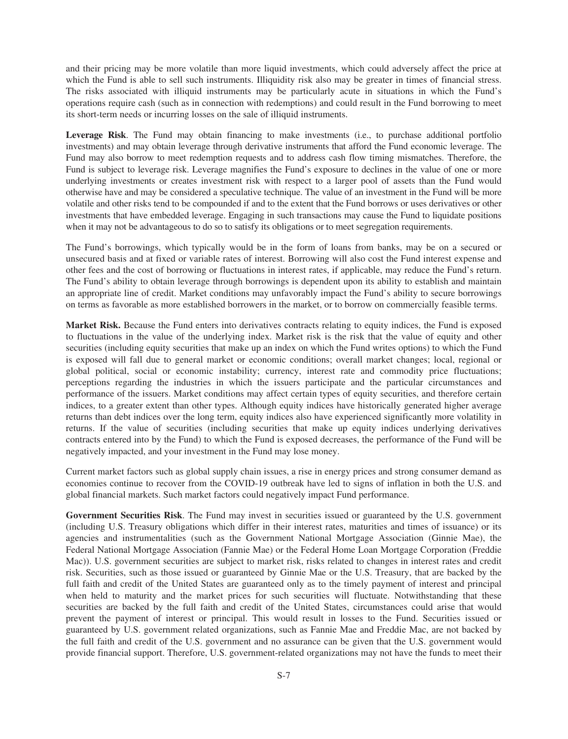and their pricing may be more volatile than more liquid investments, which could adversely affect the price at which the Fund is able to sell such instruments. Illiquidity risk also may be greater in times of financial stress. The risks associated with illiquid instruments may be particularly acute in situations in which the Fund's operations require cash (such as in connection with redemptions) and could result in the Fund borrowing to meet its short-term needs or incurring losses on the sale of illiquid instruments.

**Leverage Risk**. The Fund may obtain financing to make investments (i.e., to purchase additional portfolio investments) and may obtain leverage through derivative instruments that afford the Fund economic leverage. The Fund may also borrow to meet redemption requests and to address cash flow timing mismatches. Therefore, the Fund is subject to leverage risk. Leverage magnifies the Fund's exposure to declines in the value of one or more underlying investments or creates investment risk with respect to a larger pool of assets than the Fund would otherwise have and may be considered a speculative technique. The value of an investment in the Fund will be more volatile and other risks tend to be compounded if and to the extent that the Fund borrows or uses derivatives or other investments that have embedded leverage. Engaging in such transactions may cause the Fund to liquidate positions when it may not be advantageous to do so to satisfy its obligations or to meet segregation requirements.

The Fund's borrowings, which typically would be in the form of loans from banks, may be on a secured or unsecured basis and at fixed or variable rates of interest. Borrowing will also cost the Fund interest expense and other fees and the cost of borrowing or fluctuations in interest rates, if applicable, may reduce the Fund's return. The Fund's ability to obtain leverage through borrowings is dependent upon its ability to establish and maintain an appropriate line of credit. Market conditions may unfavorably impact the Fund's ability to secure borrowings on terms as favorable as more established borrowers in the market, or to borrow on commercially feasible terms.

**Market Risk.** Because the Fund enters into derivatives contracts relating to equity indices, the Fund is exposed to fluctuations in the value of the underlying index. Market risk is the risk that the value of equity and other securities (including equity securities that make up an index on which the Fund writes options) to which the Fund is exposed will fall due to general market or economic conditions; overall market changes; local, regional or global political, social or economic instability; currency, interest rate and commodity price fluctuations; perceptions regarding the industries in which the issuers participate and the particular circumstances and performance of the issuers. Market conditions may affect certain types of equity securities, and therefore certain indices, to a greater extent than other types. Although equity indices have historically generated higher average returns than debt indices over the long term, equity indices also have experienced significantly more volatility in returns. If the value of securities (including securities that make up equity indices underlying derivatives contracts entered into by the Fund) to which the Fund is exposed decreases, the performance of the Fund will be negatively impacted, and your investment in the Fund may lose money.

Current market factors such as global supply chain issues, a rise in energy prices and strong consumer demand as economies continue to recover from the COVID-19 outbreak have led to signs of inflation in both the U.S. and global financial markets. Such market factors could negatively impact Fund performance.

**Government Securities Risk**. The Fund may invest in securities issued or guaranteed by the U.S. government (including U.S. Treasury obligations which differ in their interest rates, maturities and times of issuance) or its agencies and instrumentalities (such as the Government National Mortgage Association (Ginnie Mae), the Federal National Mortgage Association (Fannie Mae) or the Federal Home Loan Mortgage Corporation (Freddie Mac)). U.S. government securities are subject to market risk, risks related to changes in interest rates and credit risk. Securities, such as those issued or guaranteed by Ginnie Mae or the U.S. Treasury, that are backed by the full faith and credit of the United States are guaranteed only as to the timely payment of interest and principal when held to maturity and the market prices for such securities will fluctuate. Notwithstanding that these securities are backed by the full faith and credit of the United States, circumstances could arise that would prevent the payment of interest or principal. This would result in losses to the Fund. Securities issued or guaranteed by U.S. government related organizations, such as Fannie Mae and Freddie Mac, are not backed by the full faith and credit of the U.S. government and no assurance can be given that the U.S. government would provide financial support. Therefore, U.S. government-related organizations may not have the funds to meet their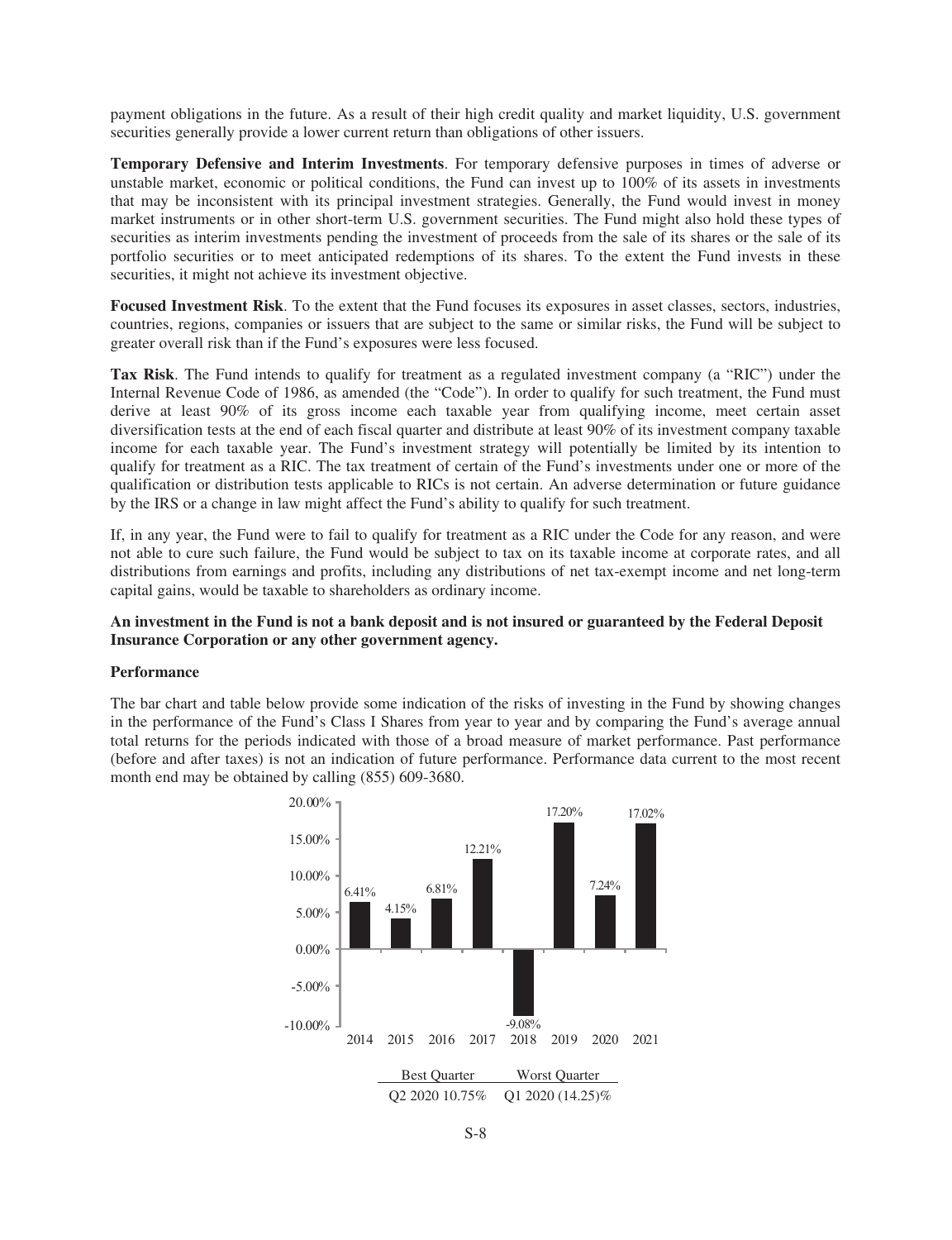payment obligations in the future. As a result of their high credit quality and market liquidity, U.S. government securities generally provide a lower current return than obligations of other issuers.

**Temporary Defensive and Interim Investments**. For temporary defensive purposes in times of adverse or unstable market, economic or political conditions, the Fund can invest up to 100% of its assets in investments that may be inconsistent with its principal investment strategies. Generally, the Fund would invest in money market instruments or in other short-term U.S. government securities. The Fund might also hold these types of securities as interim investments pending the investment of proceeds from the sale of its shares or the sale of its portfolio securities or to meet anticipated redemptions of its shares. To the extent the Fund invests in these securities, it might not achieve its investment objective.

**Focused Investment Risk**. To the extent that the Fund focuses its exposures in asset classes, sectors, industries, countries, regions, companies or issuers that are subject to the same or similar risks, the Fund will be subject to greater overall risk than if the Fund's exposures were less focused.

**Tax Risk**. The Fund intends to qualify for treatment as a regulated investment company (a "RIC") under the Internal Revenue Code of 1986, as amended (the "Code"). In order to qualify for such treatment, the Fund must derive at least 90% of its gross income each taxable year from qualifying income, meet certain asset diversification tests at the end of each fiscal quarter and distribute at least 90% of its investment company taxable income for each taxable year. The Fund's investment strategy will potentially be limited by its intention to qualify for treatment as a RIC. The tax treatment of certain of the Fund's investments under one or more of the qualification or distribution tests applicable to RICs is not certain. An adverse determination or future guidance by the IRS or a change in law might affect the Fund's ability to qualify for such treatment.

If, in any year, the Fund were to fail to qualify for treatment as a RIC under the Code for any reason, and were not able to cure such failure, the Fund would be subject to tax on its taxable income at corporate rates, and all distributions from earnings and profits, including any distributions of net tax-exempt income and net long-term capital gains, would be taxable to shareholders as ordinary income.

**An investment in the Fund is not a bank deposit and is not insured or guaranteed by the Federal Deposit Insurance Corporation or any other government agency.**

**Performance**

The bar chart and table below provide some indication of the risks of investing in the Fund by showing changes in the performance of the Fund's Class I Shares from year to year and by comparing the Fund's average annual total returns for the periods indicated with those of a broad measure of market performance. Past performance (before and after taxes) is not an indication of future performance. Performance data current to the most recent month end may be obtained by calling (855) 609-3680.

| Year | Return |
|---|---|
| 2014 | 6.41% |
| 2015 | 4.15% |
| 2016 | 6.81% |
| 2017 | 12.21% |
| 2018 | -9.08% |
| 2019 | 17.20% |
| 2020 | 7.24% |
| 2021 | 17.02% |

| Best Quarter | Worst Quarter |
|---|---|
| Q2 2020 10.75% | Q1 2020 (14.25)% |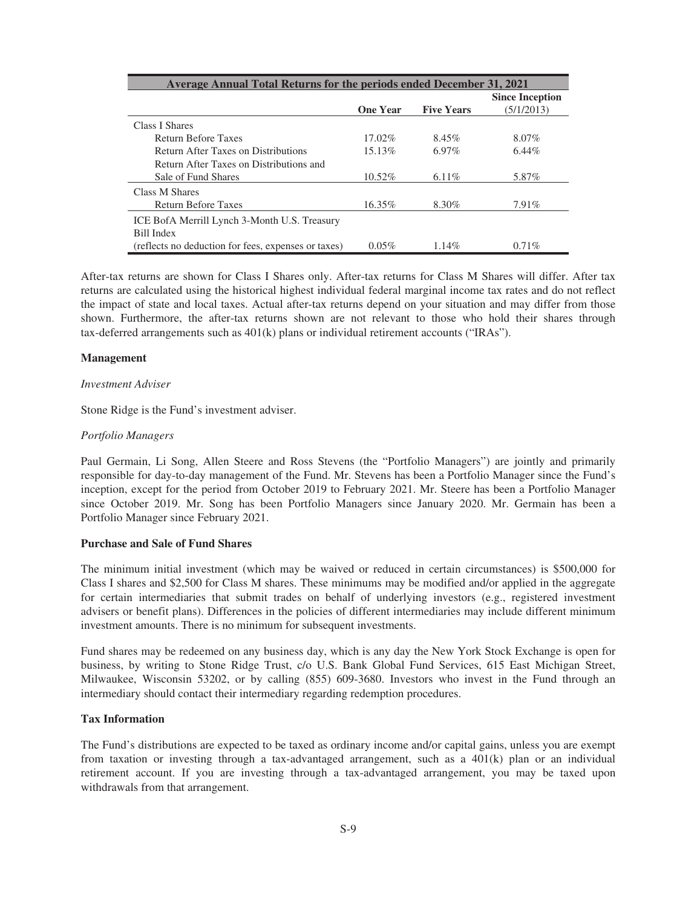| Average Annual Total Returns for the periods ended December 31, 2021 | | | |
|---|---|---|---|
| | One Year | Five Years | Since Inception (5/1/2013) |
| Class I Shares | | | |
| Return Before Taxes | 17.02% | 8.45% | 8.07% |
| Return After Taxes on Distributions | 15.13% | 6.97% | 6.44% |
| Return After Taxes on Distributions and Sale of Fund Shares | 10.52% | 6.11% | 5.87% |
| Class M Shares | | | |
| Return Before Taxes | 16.35% | 8.30% | 7.91% |
| ICE BofA Merrill Lynch 3-Month U.S. Treasury Bill Index (reflects no deduction for fees, expenses or taxes) | 0.05% | 1.14% | 0.71% |

After-tax returns are shown for Class I Shares only. After-tax returns for Class M Shares will differ. After tax returns are calculated using the historical highest individual federal marginal income tax rates and do not reflect the impact of state and local taxes. Actual after-tax returns depend on your situation and may differ from those shown. Furthermore, the after-tax returns shown are not relevant to those who hold their shares through tax-deferred arrangements such as 401(k) plans or individual retirement accounts ("IRAs").

**Management**

*Investment Adviser*

Stone Ridge is the Fund's investment adviser.

*Portfolio Managers*

Paul Germain, Li Song, Allen Steere and Ross Stevens (the "Portfolio Managers") are jointly and primarily responsible for day-to-day management of the Fund. Mr. Stevens has been a Portfolio Manager since the Fund's inception, except for the period from October 2019 to February 2021. Mr. Steere has been a Portfolio Manager since October 2019. Mr. Song has been Portfolio Managers since January 2020. Mr. Germain has been a Portfolio Manager since February 2021.

**Purchase and Sale of Fund Shares**

The minimum initial investment (which may be waived or reduced in certain circumstances) is $500,000 for Class I shares and $2,500 for Class M shares. These minimums may be modified and/or applied in the aggregate for certain intermediaries that submit trades on behalf of underlying investors (e.g., registered investment advisers or benefit plans). Differences in the policies of different intermediaries may include different minimum investment amounts. There is no minimum for subsequent investments.

Fund shares may be redeemed on any business day, which is any day the New York Stock Exchange is open for business, by writing to Stone Ridge Trust, c/o U.S. Bank Global Fund Services, 615 East Michigan Street, Milwaukee, Wisconsin 53202, or by calling (855) 609-3680. Investors who invest in the Fund through an intermediary should contact their intermediary regarding redemption procedures.

**Tax Information**

The Fund's distributions are expected to be taxed as ordinary income and/or capital gains, unless you are exempt from taxation or investing through a tax-advantaged arrangement, such as a 401(k) plan or an individual retirement account. If you are investing through a tax-advantaged arrangement, you may be taxed upon withdrawals from that arrangement.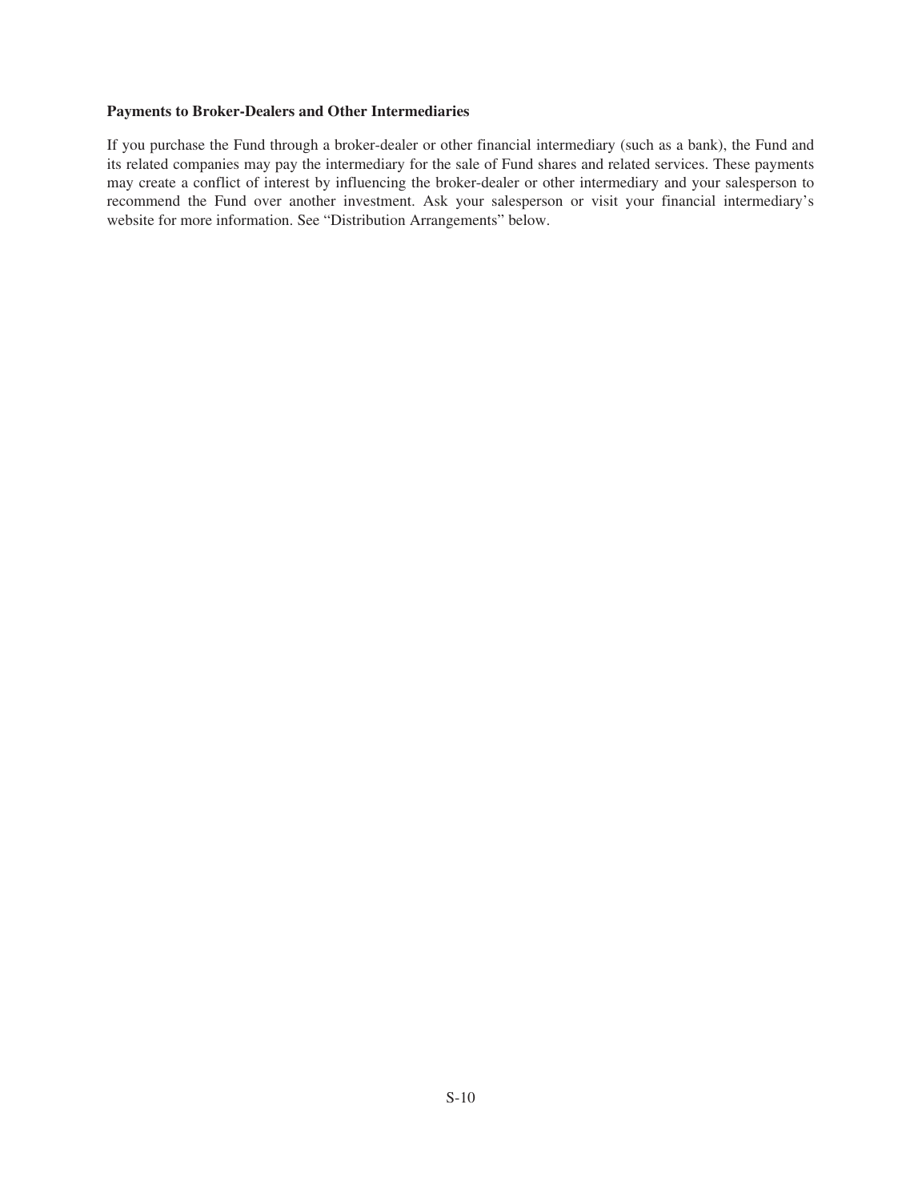**Payments to Broker-Dealers and Other Intermediaries**

If you purchase the Fund through a broker-dealer or other financial intermediary (such as a bank), the Fund and its related companies may pay the intermediary for the sale of Fund shares and related services. These payments may create a conflict of interest by influencing the broker-dealer or other intermediary and your salesperson to recommend the Fund over another investment. Ask your salesperson or visit your financial intermediary's website for more information. See "Distribution Arrangements" below.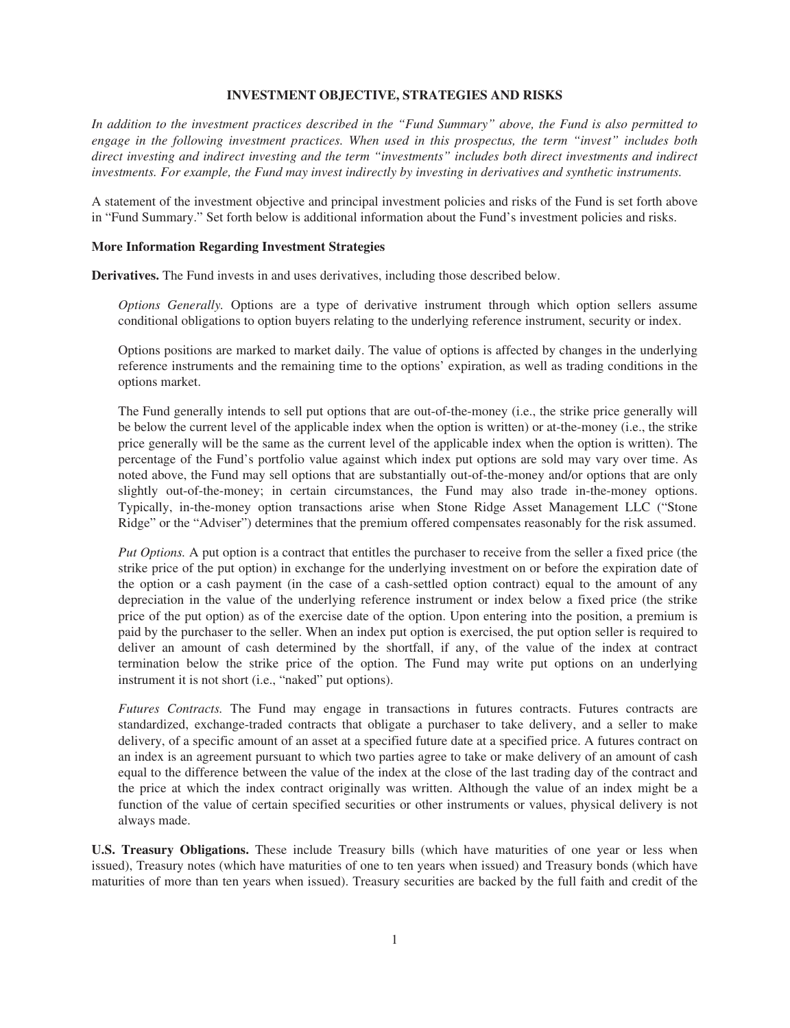## INVESTMENT OBJECTIVE, STRATEGIES AND RISKS

*In addition to the investment practices described in the "Fund Summary" above, the Fund is also permitted to engage in the following investment practices. When used in this prospectus, the term "invest" includes both direct investing and indirect investing and the term "investments" includes both direct investments and indirect investments. For example, the Fund may invest indirectly by investing in derivatives and synthetic instruments.*

A statement of the investment objective and principal investment policies and risks of the Fund is set forth above in "Fund Summary." Set forth below is additional information about the Fund's investment policies and risks.

### More Information Regarding Investment Strategies

**Derivatives.** The Fund invests in and uses derivatives, including those described below.

*Options Generally.* Options are a type of derivative instrument through which option sellers assume conditional obligations to option buyers relating to the underlying reference instrument, security or index.

Options positions are marked to market daily. The value of options is affected by changes in the underlying reference instruments and the remaining time to the options' expiration, as well as trading conditions in the options market.

The Fund generally intends to sell put options that are out-of-the-money (i.e., the strike price generally will be below the current level of the applicable index when the option is written) or at-the-money (i.e., the strike price generally will be the same as the current level of the applicable index when the option is written). The percentage of the Fund's portfolio value against which index put options are sold may vary over time. As noted above, the Fund may sell options that are substantially out-of-the-money and/or options that are only slightly out-of-the-money; in certain circumstances, the Fund may also trade in-the-money options. Typically, in-the-money option transactions arise when Stone Ridge Asset Management LLC ("Stone Ridge" or the "Adviser") determines that the premium offered compensates reasonably for the risk assumed.

*Put Options.* A put option is a contract that entitles the purchaser to receive from the seller a fixed price (the strike price of the put option) in exchange for the underlying investment on or before the expiration date of the option or a cash payment (in the case of a cash-settled option contract) equal to the amount of any depreciation in the value of the underlying reference instrument or index below a fixed price (the strike price of the put option) as of the exercise date of the option. Upon entering into the position, a premium is paid by the purchaser to the seller. When an index put option is exercised, the put option seller is required to deliver an amount of cash determined by the shortfall, if any, of the value of the index at contract termination below the strike price of the option. The Fund may write put options on an underlying instrument it is not short (i.e., "naked" put options).

*Futures Contracts.* The Fund may engage in transactions in futures contracts. Futures contracts are standardized, exchange-traded contracts that obligate a purchaser to take delivery, and a seller to make delivery, of a specific amount of an asset at a specified future date at a specified price. A futures contract on an index is an agreement pursuant to which two parties agree to take or make delivery of an amount of cash equal to the difference between the value of the index at the close of the last trading day of the contract and the price at which the index contract originally was written. Although the value of an index might be a function of the value of certain specified securities or other instruments or values, physical delivery is not always made.

**U.S. Treasury Obligations.** These include Treasury bills (which have maturities of one year or less when issued), Treasury notes (which have maturities of one to ten years when issued) and Treasury bonds (which have maturities of more than ten years when issued). Treasury securities are backed by the full faith and credit of the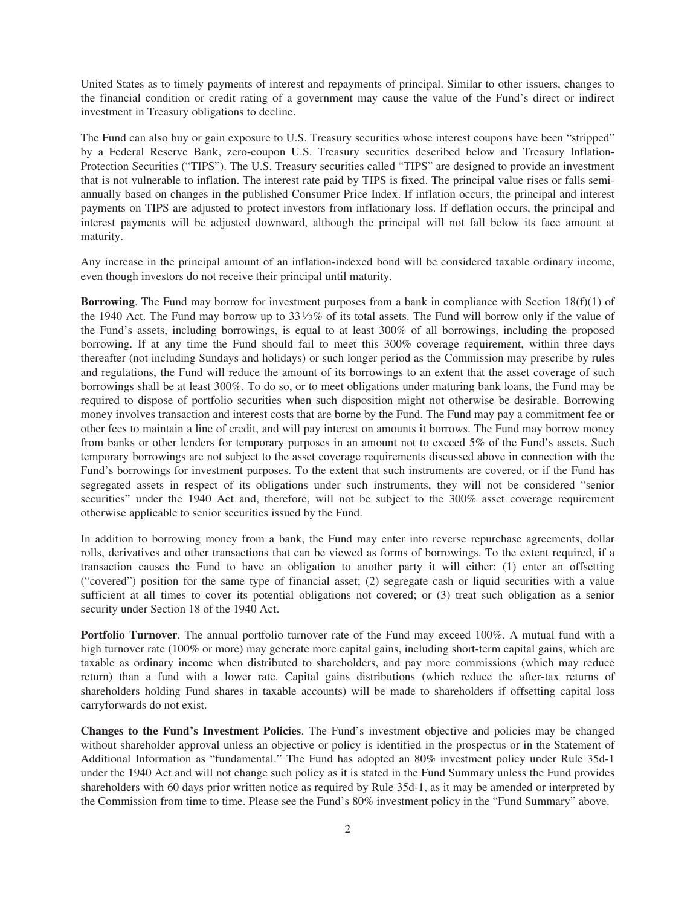United States as to timely payments of interest and repayments of principal. Similar to other issuers, changes to the financial condition or credit rating of a government may cause the value of the Fund's direct or indirect investment in Treasury obligations to decline.

The Fund can also buy or gain exposure to U.S. Treasury securities whose interest coupons have been "stripped" by a Federal Reserve Bank, zero-coupon U.S. Treasury securities described below and Treasury Inflation-Protection Securities ("TIPS"). The U.S. Treasury securities called "TIPS" are designed to provide an investment that is not vulnerable to inflation. The interest rate paid by TIPS is fixed. The principal value rises or falls semi-annually based on changes in the published Consumer Price Index. If inflation occurs, the principal and interest payments on TIPS are adjusted to protect investors from inflationary loss. If deflation occurs, the principal and interest payments will be adjusted downward, although the principal will not fall below its face amount at maturity.

Any increase in the principal amount of an inflation-indexed bond will be considered taxable ordinary income, even though investors do not receive their principal until maturity.

**Borrowing**. The Fund may borrow for investment purposes from a bank in compliance with Section 18(f)(1) of the 1940 Act. The Fund may borrow up to 33⅓% of its total assets. The Fund will borrow only if the value of the Fund's assets, including borrowings, is equal to at least 300% of all borrowings, including the proposed borrowing. If at any time the Fund should fail to meet this 300% coverage requirement, within three days thereafter (not including Sundays and holidays) or such longer period as the Commission may prescribe by rules and regulations, the Fund will reduce the amount of its borrowings to an extent that the asset coverage of such borrowings shall be at least 300%. To do so, or to meet obligations under maturing bank loans, the Fund may be required to dispose of portfolio securities when such disposition might not otherwise be desirable. Borrowing money involves transaction and interest costs that are borne by the Fund. The Fund may pay a commitment fee or other fees to maintain a line of credit, and will pay interest on amounts it borrows. The Fund may borrow money from banks or other lenders for temporary purposes in an amount not to exceed 5% of the Fund's assets. Such temporary borrowings are not subject to the asset coverage requirements discussed above in connection with the Fund's borrowings for investment purposes. To the extent that such instruments are covered, or if the Fund has segregated assets in respect of its obligations under such instruments, they will not be considered "senior securities" under the 1940 Act and, therefore, will not be subject to the 300% asset coverage requirement otherwise applicable to senior securities issued by the Fund.

In addition to borrowing money from a bank, the Fund may enter into reverse repurchase agreements, dollar rolls, derivatives and other transactions that can be viewed as forms of borrowings. To the extent required, if a transaction causes the Fund to have an obligation to another party it will either: (1) enter an offsetting ("covered") position for the same type of financial asset; (2) segregate cash or liquid securities with a value sufficient at all times to cover its potential obligations not covered; or (3) treat such obligation as a senior security under Section 18 of the 1940 Act.

**Portfolio Turnover**. The annual portfolio turnover rate of the Fund may exceed 100%. A mutual fund with a high turnover rate (100% or more) may generate more capital gains, including short-term capital gains, which are taxable as ordinary income when distributed to shareholders, and pay more commissions (which may reduce return) than a fund with a lower rate. Capital gains distributions (which reduce the after-tax returns of shareholders holding Fund shares in taxable accounts) will be made to shareholders if offsetting capital loss carryforwards do not exist.

**Changes to the Fund's Investment Policies**. The Fund's investment objective and policies may be changed without shareholder approval unless an objective or policy is identified in the prospectus or in the Statement of Additional Information as "fundamental." The Fund has adopted an 80% investment policy under Rule 35d-1 under the 1940 Act and will not change such policy as it is stated in the Fund Summary unless the Fund provides shareholders with 60 days prior written notice as required by Rule 35d-1, as it may be amended or interpreted by the Commission from time to time. Please see the Fund's 80% investment policy in the "Fund Summary" above.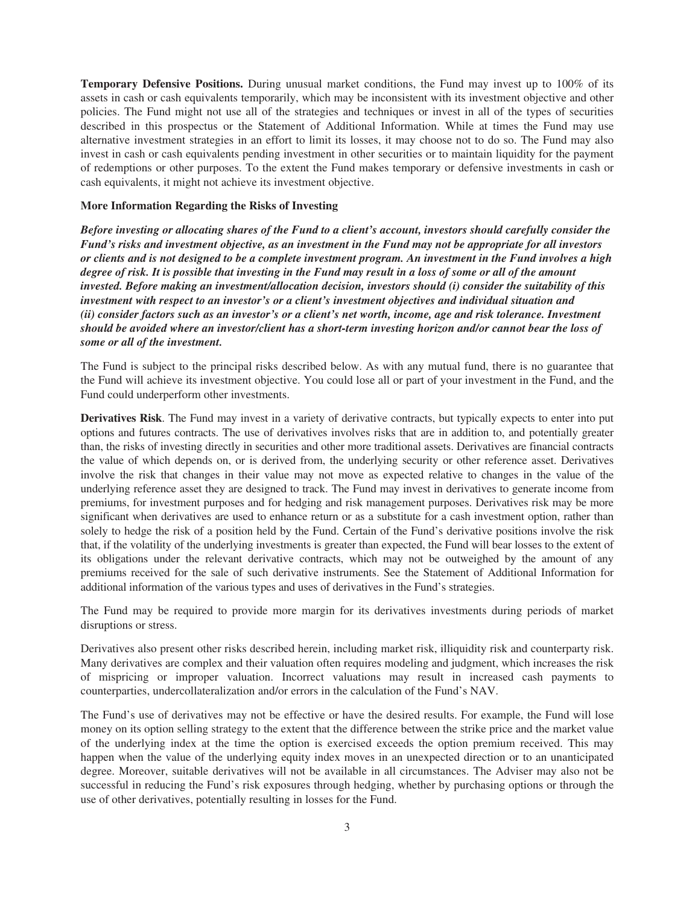**Temporary Defensive Positions.** During unusual market conditions, the Fund may invest up to 100% of its assets in cash or cash equivalents temporarily, which may be inconsistent with its investment objective and other policies. The Fund might not use all of the strategies and techniques or invest in all of the types of securities described in this prospectus or the Statement of Additional Information. While at times the Fund may use alternative investment strategies in an effort to limit its losses, it may choose not to do so. The Fund may also invest in cash or cash equivalents pending investment in other securities or to maintain liquidity for the payment of redemptions or other purposes. To the extent the Fund makes temporary or defensive investments in cash or cash equivalents, it might not achieve its investment objective.

**More Information Regarding the Risks of Investing**

***Before investing or allocating shares of the Fund to a client's account, investors should carefully consider the Fund's risks and investment objective, as an investment in the Fund may not be appropriate for all investors or clients and is not designed to be a complete investment program. An investment in the Fund involves a high degree of risk. It is possible that investing in the Fund may result in a loss of some or all of the amount invested. Before making an investment/allocation decision, investors should (i) consider the suitability of this investment with respect to an investor's or a client's investment objectives and individual situation and (ii) consider factors such as an investor's or a client's net worth, income, age and risk tolerance. Investment should be avoided where an investor/client has a short-term investing horizon and/or cannot bear the loss of some or all of the investment.***

The Fund is subject to the principal risks described below. As with any mutual fund, there is no guarantee that the Fund will achieve its investment objective. You could lose all or part of your investment in the Fund, and the Fund could underperform other investments.

**Derivatives Risk**. The Fund may invest in a variety of derivative contracts, but typically expects to enter into put options and futures contracts. The use of derivatives involves risks that are in addition to, and potentially greater than, the risks of investing directly in securities and other more traditional assets. Derivatives are financial contracts the value of which depends on, or is derived from, the underlying security or other reference asset. Derivatives involve the risk that changes in their value may not move as expected relative to changes in the value of the underlying reference asset they are designed to track. The Fund may invest in derivatives to generate income from premiums, for investment purposes and for hedging and risk management purposes. Derivatives risk may be more significant when derivatives are used to enhance return or as a substitute for a cash investment option, rather than solely to hedge the risk of a position held by the Fund. Certain of the Fund's derivative positions involve the risk that, if the volatility of the underlying investments is greater than expected, the Fund will bear losses to the extent of its obligations under the relevant derivative contracts, which may not be outweighed by the amount of any premiums received for the sale of such derivative instruments. See the Statement of Additional Information for additional information of the various types and uses of derivatives in the Fund's strategies.

The Fund may be required to provide more margin for its derivatives investments during periods of market disruptions or stress.

Derivatives also present other risks described herein, including market risk, illiquidity risk and counterparty risk. Many derivatives are complex and their valuation often requires modeling and judgment, which increases the risk of mispricing or improper valuation. Incorrect valuations may result in increased cash payments to counterparties, undercollateralization and/or errors in the calculation of the Fund's NAV.

The Fund's use of derivatives may not be effective or have the desired results. For example, the Fund will lose money on its option selling strategy to the extent that the difference between the strike price and the market value of the underlying index at the time the option is exercised exceeds the option premium received. This may happen when the value of the underlying equity index moves in an unexpected direction or to an unanticipated degree. Moreover, suitable derivatives will not be available in all circumstances. The Adviser may also not be successful in reducing the Fund's risk exposures through hedging, whether by purchasing options or through the use of other derivatives, potentially resulting in losses for the Fund.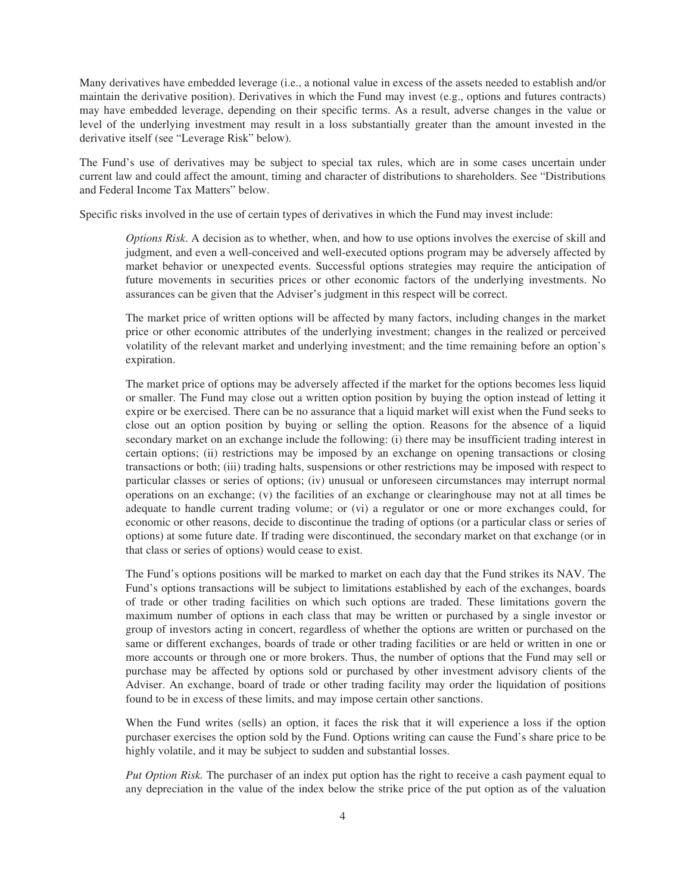Many derivatives have embedded leverage (i.e., a notional value in excess of the assets needed to establish and/or maintain the derivative position). Derivatives in which the Fund may invest (e.g., options and futures contracts) may have embedded leverage, depending on their specific terms. As a result, adverse changes in the value or level of the underlying investment may result in a loss substantially greater than the amount invested in the derivative itself (see "Leverage Risk" below).

The Fund's use of derivatives may be subject to special tax rules, which are in some cases uncertain under current law and could affect the amount, timing and character of distributions to shareholders. See "Distributions and Federal Income Tax Matters" below.

Specific risks involved in the use of certain types of derivatives in which the Fund may invest include:

*Options Risk*. A decision as to whether, when, and how to use options involves the exercise of skill and judgment, and even a well-conceived and well-executed options program may be adversely affected by market behavior or unexpected events. Successful options strategies may require the anticipation of future movements in securities prices or other economic factors of the underlying investments. No assurances can be given that the Adviser's judgment in this respect will be correct.

The market price of written options will be affected by many factors, including changes in the market price or other economic attributes of the underlying investment; changes in the realized or perceived volatility of the relevant market and underlying investment; and the time remaining before an option's expiration.

The market price of options may be adversely affected if the market for the options becomes less liquid or smaller. The Fund may close out a written option position by buying the option instead of letting it expire or be exercised. There can be no assurance that a liquid market will exist when the Fund seeks to close out an option position by buying or selling the option. Reasons for the absence of a liquid secondary market on an exchange include the following: (i) there may be insufficient trading interest in certain options; (ii) restrictions may be imposed by an exchange on opening transactions or closing transactions or both; (iii) trading halts, suspensions or other restrictions may be imposed with respect to particular classes or series of options; (iv) unusual or unforeseen circumstances may interrupt normal operations on an exchange; (v) the facilities of an exchange or clearinghouse may not at all times be adequate to handle current trading volume; or (vi) a regulator or one or more exchanges could, for economic or other reasons, decide to discontinue the trading of options (or a particular class or series of options) at some future date. If trading were discontinued, the secondary market on that exchange (or in that class or series of options) would cease to exist.

The Fund's options positions will be marked to market on each day that the Fund strikes its NAV. The Fund's options transactions will be subject to limitations established by each of the exchanges, boards of trade or other trading facilities on which such options are traded. These limitations govern the maximum number of options in each class that may be written or purchased by a single investor or group of investors acting in concert, regardless of whether the options are written or purchased on the same or different exchanges, boards of trade or other trading facilities or are held or written in one or more accounts or through one or more brokers. Thus, the number of options that the Fund may sell or purchase may be affected by options sold or purchased by other investment advisory clients of the Adviser. An exchange, board of trade or other trading facility may order the liquidation of positions found to be in excess of these limits, and may impose certain other sanctions.

When the Fund writes (sells) an option, it faces the risk that it will experience a loss if the option purchaser exercises the option sold by the Fund. Options writing can cause the Fund's share price to be highly volatile, and it may be subject to sudden and substantial losses.

*Put Option Risk.* The purchaser of an index put option has the right to receive a cash payment equal to any depreciation in the value of the index below the strike price of the put option as of the valuation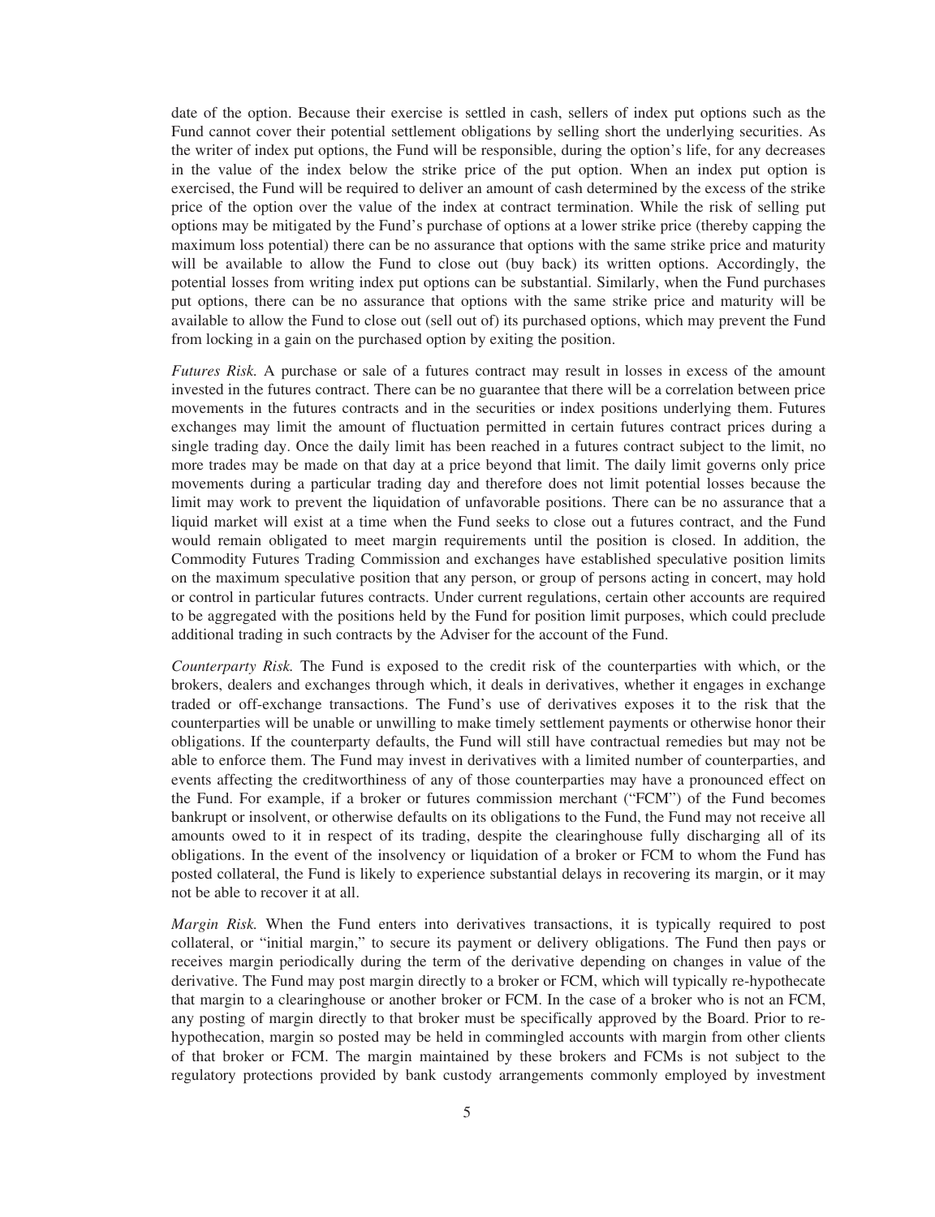date of the option. Because their exercise is settled in cash, sellers of index put options such as the Fund cannot cover their potential settlement obligations by selling short the underlying securities. As the writer of index put options, the Fund will be responsible, during the option's life, for any decreases in the value of the index below the strike price of the put option. When an index put option is exercised, the Fund will be required to deliver an amount of cash determined by the excess of the strike price of the option over the value of the index at contract termination. While the risk of selling put options may be mitigated by the Fund's purchase of options at a lower strike price (thereby capping the maximum loss potential) there can be no assurance that options with the same strike price and maturity will be available to allow the Fund to close out (buy back) its written options. Accordingly, the potential losses from writing index put options can be substantial. Similarly, when the Fund purchases put options, there can be no assurance that options with the same strike price and maturity will be available to allow the Fund to close out (sell out of) its purchased options, which may prevent the Fund from locking in a gain on the purchased option by exiting the position.

*Futures Risk.* A purchase or sale of a futures contract may result in losses in excess of the amount invested in the futures contract. There can be no guarantee that there will be a correlation between price movements in the futures contracts and in the securities or index positions underlying them. Futures exchanges may limit the amount of fluctuation permitted in certain futures contract prices during a single trading day. Once the daily limit has been reached in a futures contract subject to the limit, no more trades may be made on that day at a price beyond that limit. The daily limit governs only price movements during a particular trading day and therefore does not limit potential losses because the limit may work to prevent the liquidation of unfavorable positions. There can be no assurance that a liquid market will exist at a time when the Fund seeks to close out a futures contract, and the Fund would remain obligated to meet margin requirements until the position is closed. In addition, the Commodity Futures Trading Commission and exchanges have established speculative position limits on the maximum speculative position that any person, or group of persons acting in concert, may hold or control in particular futures contracts. Under current regulations, certain other accounts are required to be aggregated with the positions held by the Fund for position limit purposes, which could preclude additional trading in such contracts by the Adviser for the account of the Fund.

*Counterparty Risk.* The Fund is exposed to the credit risk of the counterparties with which, or the brokers, dealers and exchanges through which, it deals in derivatives, whether it engages in exchange traded or off-exchange transactions. The Fund's use of derivatives exposes it to the risk that the counterparties will be unable or unwilling to make timely settlement payments or otherwise honor their obligations. If the counterparty defaults, the Fund will still have contractual remedies but may not be able to enforce them. The Fund may invest in derivatives with a limited number of counterparties, and events affecting the creditworthiness of any of those counterparties may have a pronounced effect on the Fund. For example, if a broker or futures commission merchant ("FCM") of the Fund becomes bankrupt or insolvent, or otherwise defaults on its obligations to the Fund, the Fund may not receive all amounts owed to it in respect of its trading, despite the clearinghouse fully discharging all of its obligations. In the event of the insolvency or liquidation of a broker or FCM to whom the Fund has posted collateral, the Fund is likely to experience substantial delays in recovering its margin, or it may not be able to recover it at all.

*Margin Risk.* When the Fund enters into derivatives transactions, it is typically required to post collateral, or "initial margin," to secure its payment or delivery obligations. The Fund then pays or receives margin periodically during the term of the derivative depending on changes in value of the derivative. The Fund may post margin directly to a broker or FCM, which will typically re-hypothecate that margin to a clearinghouse or another broker or FCM. In the case of a broker who is not an FCM, any posting of margin directly to that broker must be specifically approved by the Board. Prior to re-hypothecation, margin so posted may be held in commingled accounts with margin from other clients of that broker or FCM. The margin maintained by these brokers and FCMs is not subject to the regulatory protections provided by bank custody arrangements commonly employed by investment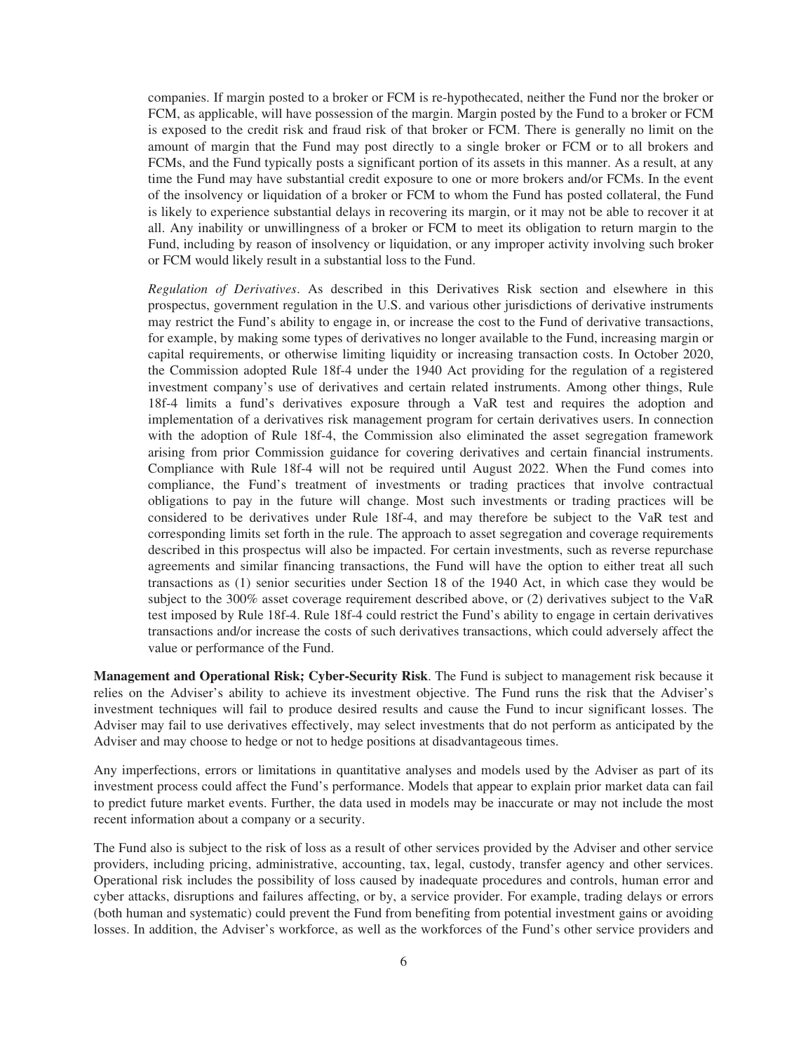companies. If margin posted to a broker or FCM is re-hypothecated, neither the Fund nor the broker or FCM, as applicable, will have possession of the margin. Margin posted by the Fund to a broker or FCM is exposed to the credit risk and fraud risk of that broker or FCM. There is generally no limit on the amount of margin that the Fund may post directly to a single broker or FCM or to all brokers and FCMs, and the Fund typically posts a significant portion of its assets in this manner. As a result, at any time the Fund may have substantial credit exposure to one or more brokers and/or FCMs. In the event of the insolvency or liquidation of a broker or FCM to whom the Fund has posted collateral, the Fund is likely to experience substantial delays in recovering its margin, or it may not be able to recover it at all. Any inability or unwillingness of a broker or FCM to meet its obligation to return margin to the Fund, including by reason of insolvency or liquidation, or any improper activity involving such broker or FCM would likely result in a substantial loss to the Fund.

*Regulation of Derivatives*. As described in this Derivatives Risk section and elsewhere in this prospectus, government regulation in the U.S. and various other jurisdictions of derivative instruments may restrict the Fund's ability to engage in, or increase the cost to the Fund of derivative transactions, for example, by making some types of derivatives no longer available to the Fund, increasing margin or capital requirements, or otherwise limiting liquidity or increasing transaction costs. In October 2020, the Commission adopted Rule 18f-4 under the 1940 Act providing for the regulation of a registered investment company's use of derivatives and certain related instruments. Among other things, Rule 18f-4 limits a fund's derivatives exposure through a VaR test and requires the adoption and implementation of a derivatives risk management program for certain derivatives users. In connection with the adoption of Rule 18f-4, the Commission also eliminated the asset segregation framework arising from prior Commission guidance for covering derivatives and certain financial instruments. Compliance with Rule 18f-4 will not be required until August 2022. When the Fund comes into compliance, the Fund's treatment of investments or trading practices that involve contractual obligations to pay in the future will change. Most such investments or trading practices will be considered to be derivatives under Rule 18f-4, and may therefore be subject to the VaR test and corresponding limits set forth in the rule. The approach to asset segregation and coverage requirements described in this prospectus will also be impacted. For certain investments, such as reverse repurchase agreements and similar financing transactions, the Fund will have the option to either treat all such transactions as (1) senior securities under Section 18 of the 1940 Act, in which case they would be subject to the 300% asset coverage requirement described above, or (2) derivatives subject to the VaR test imposed by Rule 18f-4. Rule 18f-4 could restrict the Fund's ability to engage in certain derivatives transactions and/or increase the costs of such derivatives transactions, which could adversely affect the value or performance of the Fund.

**Management and Operational Risk; Cyber-Security Risk**. The Fund is subject to management risk because it relies on the Adviser's ability to achieve its investment objective. The Fund runs the risk that the Adviser's investment techniques will fail to produce desired results and cause the Fund to incur significant losses. The Adviser may fail to use derivatives effectively, may select investments that do not perform as anticipated by the Adviser and may choose to hedge or not to hedge positions at disadvantageous times.

Any imperfections, errors or limitations in quantitative analyses and models used by the Adviser as part of its investment process could affect the Fund's performance. Models that appear to explain prior market data can fail to predict future market events. Further, the data used in models may be inaccurate or may not include the most recent information about a company or a security.

The Fund also is subject to the risk of loss as a result of other services provided by the Adviser and other service providers, including pricing, administrative, accounting, tax, legal, custody, transfer agency and other services. Operational risk includes the possibility of loss caused by inadequate procedures and controls, human error and cyber attacks, disruptions and failures affecting, or by, a service provider. For example, trading delays or errors (both human and systematic) could prevent the Fund from benefiting from potential investment gains or avoiding losses. In addition, the Adviser's workforce, as well as the workforces of the Fund's other service providers and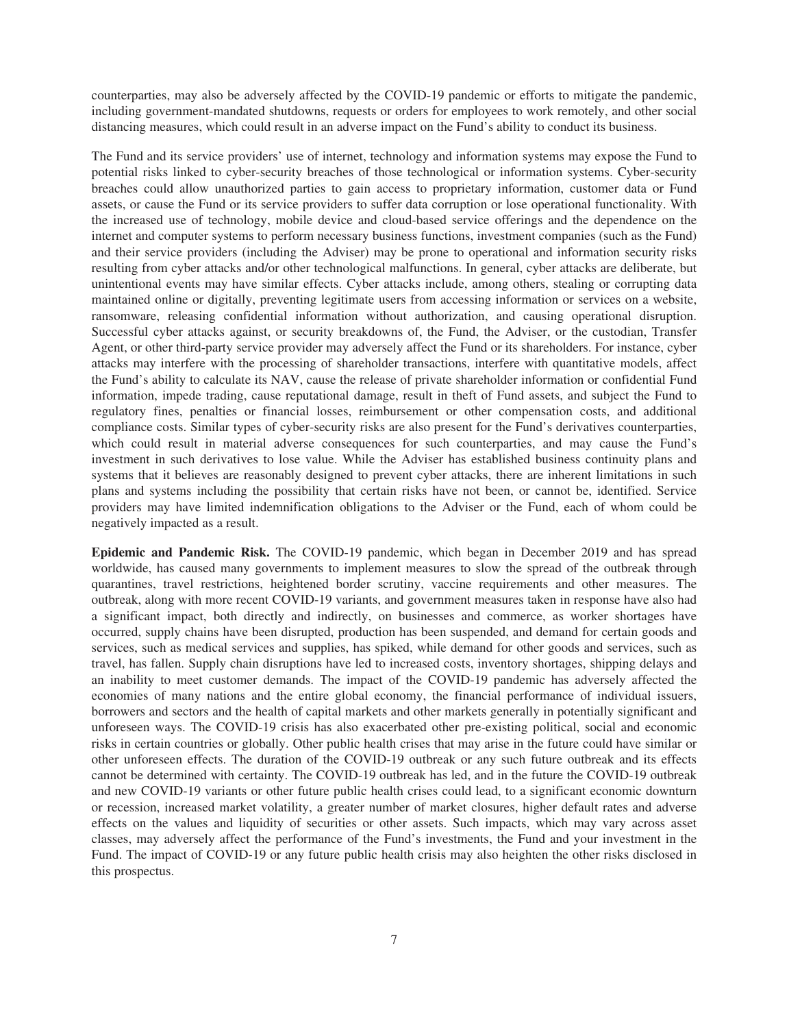counterparties, may also be adversely affected by the COVID-19 pandemic or efforts to mitigate the pandemic, including government-mandated shutdowns, requests or orders for employees to work remotely, and other social distancing measures, which could result in an adverse impact on the Fund's ability to conduct its business.

The Fund and its service providers' use of internet, technology and information systems may expose the Fund to potential risks linked to cyber-security breaches of those technological or information systems. Cyber-security breaches could allow unauthorized parties to gain access to proprietary information, customer data or Fund assets, or cause the Fund or its service providers to suffer data corruption or lose operational functionality. With the increased use of technology, mobile device and cloud-based service offerings and the dependence on the internet and computer systems to perform necessary business functions, investment companies (such as the Fund) and their service providers (including the Adviser) may be prone to operational and information security risks resulting from cyber attacks and/or other technological malfunctions. In general, cyber attacks are deliberate, but unintentional events may have similar effects. Cyber attacks include, among others, stealing or corrupting data maintained online or digitally, preventing legitimate users from accessing information or services on a website, ransomware, releasing confidential information without authorization, and causing operational disruption. Successful cyber attacks against, or security breakdowns of, the Fund, the Adviser, or the custodian, Transfer Agent, or other third-party service provider may adversely affect the Fund or its shareholders. For instance, cyber attacks may interfere with the processing of shareholder transactions, interfere with quantitative models, affect the Fund's ability to calculate its NAV, cause the release of private shareholder information or confidential Fund information, impede trading, cause reputational damage, result in theft of Fund assets, and subject the Fund to regulatory fines, penalties or financial losses, reimbursement or other compensation costs, and additional compliance costs. Similar types of cyber-security risks are also present for the Fund's derivatives counterparties, which could result in material adverse consequences for such counterparties, and may cause the Fund's investment in such derivatives to lose value. While the Adviser has established business continuity plans and systems that it believes are reasonably designed to prevent cyber attacks, there are inherent limitations in such plans and systems including the possibility that certain risks have not been, or cannot be, identified. Service providers may have limited indemnification obligations to the Adviser or the Fund, each of whom could be negatively impacted as a result.

**Epidemic and Pandemic Risk.** The COVID-19 pandemic, which began in December 2019 and has spread worldwide, has caused many governments to implement measures to slow the spread of the outbreak through quarantines, travel restrictions, heightened border scrutiny, vaccine requirements and other measures. The outbreak, along with more recent COVID-19 variants, and government measures taken in response have also had a significant impact, both directly and indirectly, on businesses and commerce, as worker shortages have occurred, supply chains have been disrupted, production has been suspended, and demand for certain goods and services, such as medical services and supplies, has spiked, while demand for other goods and services, such as travel, has fallen. Supply chain disruptions have led to increased costs, inventory shortages, shipping delays and an inability to meet customer demands. The impact of the COVID-19 pandemic has adversely affected the economies of many nations and the entire global economy, the financial performance of individual issuers, borrowers and sectors and the health of capital markets and other markets generally in potentially significant and unforeseen ways. The COVID-19 crisis has also exacerbated other pre-existing political, social and economic risks in certain countries or globally. Other public health crises that may arise in the future could have similar or other unforeseen effects. The duration of the COVID-19 outbreak or any such future outbreak and its effects cannot be determined with certainty. The COVID-19 outbreak has led, and in the future the COVID-19 outbreak and new COVID-19 variants or other future public health crises could lead, to a significant economic downturn or recession, increased market volatility, a greater number of market closures, higher default rates and adverse effects on the values and liquidity of securities or other assets. Such impacts, which may vary across asset classes, may adversely affect the performance of the Fund's investments, the Fund and your investment in the Fund. The impact of COVID-19 or any future public health crisis may also heighten the other risks disclosed in this prospectus.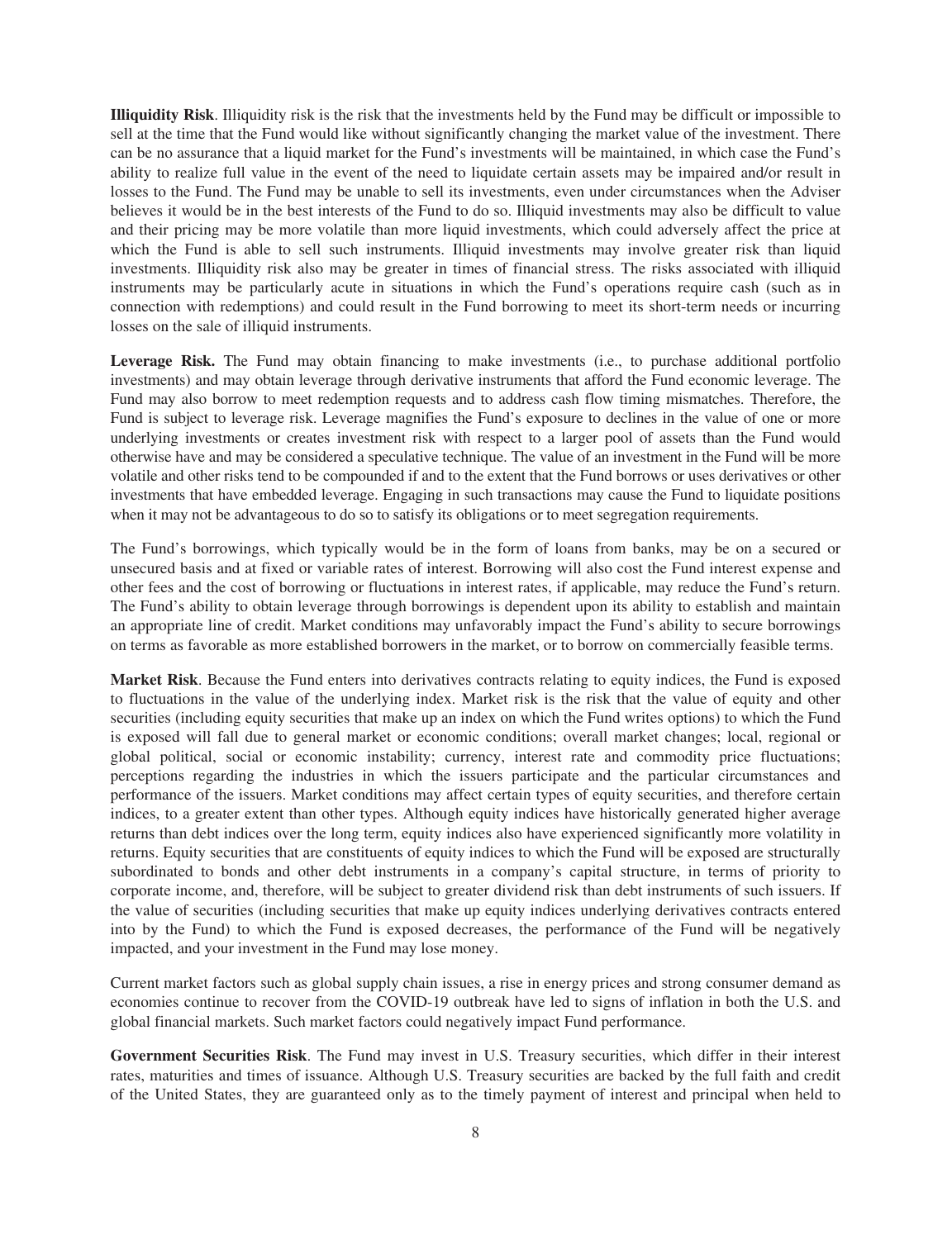**Illiquidity Risk**. Illiquidity risk is the risk that the investments held by the Fund may be difficult or impossible to sell at the time that the Fund would like without significantly changing the market value of the investment. There can be no assurance that a liquid market for the Fund's investments will be maintained, in which case the Fund's ability to realize full value in the event of the need to liquidate certain assets may be impaired and/or result in losses to the Fund. The Fund may be unable to sell its investments, even under circumstances when the Adviser believes it would be in the best interests of the Fund to do so. Illiquid investments may also be difficult to value and their pricing may be more volatile than more liquid investments, which could adversely affect the price at which the Fund is able to sell such instruments. Illiquid investments may involve greater risk than liquid investments. Illiquidity risk also may be greater in times of financial stress. The risks associated with illiquid instruments may be particularly acute in situations in which the Fund's operations require cash (such as in connection with redemptions) and could result in the Fund borrowing to meet its short-term needs or incurring losses on the sale of illiquid instruments.

**Leverage Risk.** The Fund may obtain financing to make investments (i.e., to purchase additional portfolio investments) and may obtain leverage through derivative instruments that afford the Fund economic leverage. The Fund may also borrow to meet redemption requests and to address cash flow timing mismatches. Therefore, the Fund is subject to leverage risk. Leverage magnifies the Fund's exposure to declines in the value of one or more underlying investments or creates investment risk with respect to a larger pool of assets than the Fund would otherwise have and may be considered a speculative technique. The value of an investment in the Fund will be more volatile and other risks tend to be compounded if and to the extent that the Fund borrows or uses derivatives or other investments that have embedded leverage. Engaging in such transactions may cause the Fund to liquidate positions when it may not be advantageous to do so to satisfy its obligations or to meet segregation requirements.

The Fund's borrowings, which typically would be in the form of loans from banks, may be on a secured or unsecured basis and at fixed or variable rates of interest. Borrowing will also cost the Fund interest expense and other fees and the cost of borrowing or fluctuations in interest rates, if applicable, may reduce the Fund's return. The Fund's ability to obtain leverage through borrowings is dependent upon its ability to establish and maintain an appropriate line of credit. Market conditions may unfavorably impact the Fund's ability to secure borrowings on terms as favorable as more established borrowers in the market, or to borrow on commercially feasible terms.

**Market Risk**. Because the Fund enters into derivatives contracts relating to equity indices, the Fund is exposed to fluctuations in the value of the underlying index. Market risk is the risk that the value of equity and other securities (including equity securities that make up an index on which the Fund writes options) to which the Fund is exposed will fall due to general market or economic conditions; overall market changes; local, regional or global political, social or economic instability; currency, interest rate and commodity price fluctuations; perceptions regarding the industries in which the issuers participate and the particular circumstances and performance of the issuers. Market conditions may affect certain types of equity securities, and therefore certain indices, to a greater extent than other types. Although equity indices have historically generated higher average returns than debt indices over the long term, equity indices also have experienced significantly more volatility in returns. Equity securities that are constituents of equity indices to which the Fund will be exposed are structurally subordinated to bonds and other debt instruments in a company's capital structure, in terms of priority to corporate income, and, therefore, will be subject to greater dividend risk than debt instruments of such issuers. If the value of securities (including securities that make up equity indices underlying derivatives contracts entered into by the Fund) to which the Fund is exposed decreases, the performance of the Fund will be negatively impacted, and your investment in the Fund may lose money.

Current market factors such as global supply chain issues, a rise in energy prices and strong consumer demand as economies continue to recover from the COVID-19 outbreak have led to signs of inflation in both the U.S. and global financial markets. Such market factors could negatively impact Fund performance.

**Government Securities Risk**. The Fund may invest in U.S. Treasury securities, which differ in their interest rates, maturities and times of issuance. Although U.S. Treasury securities are backed by the full faith and credit of the United States, they are guaranteed only as to the timely payment of interest and principal when held to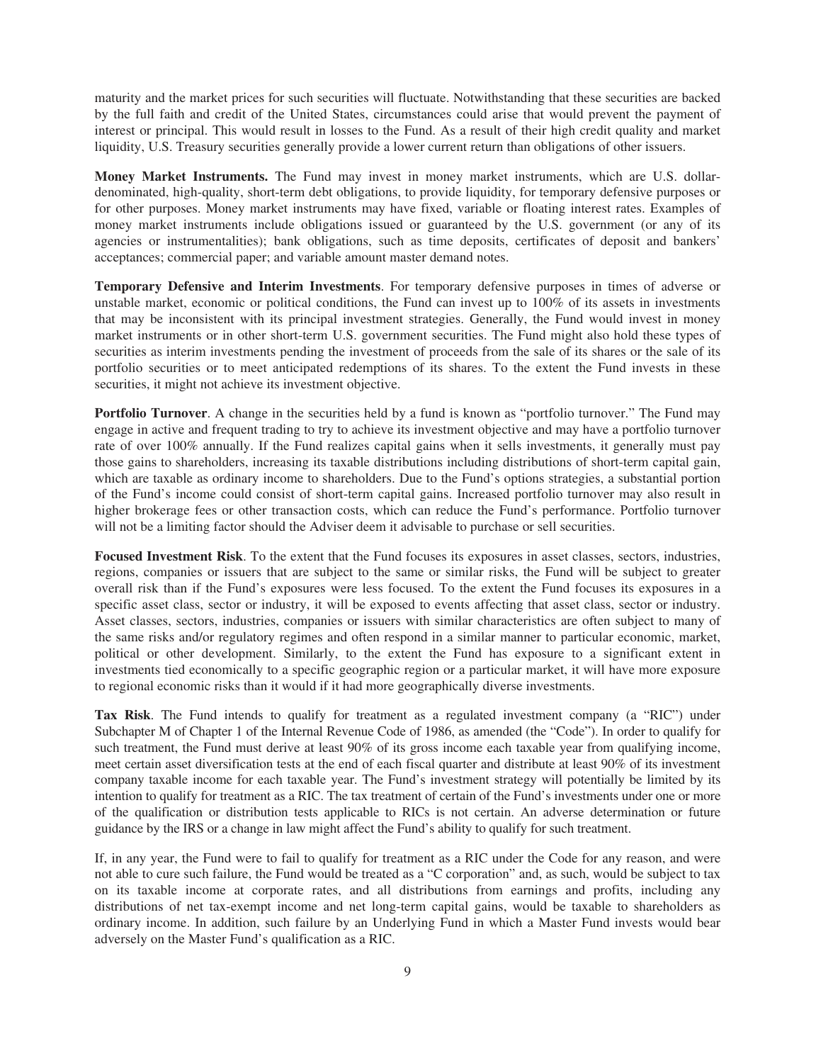maturity and the market prices for such securities will fluctuate. Notwithstanding that these securities are backed by the full faith and credit of the United States, circumstances could arise that would prevent the payment of interest or principal. This would result in losses to the Fund. As a result of their high credit quality and market liquidity, U.S. Treasury securities generally provide a lower current return than obligations of other issuers.

**Money Market Instruments.** The Fund may invest in money market instruments, which are U.S. dollar-denominated, high-quality, short-term debt obligations, to provide liquidity, for temporary defensive purposes or for other purposes. Money market instruments may have fixed, variable or floating interest rates. Examples of money market instruments include obligations issued or guaranteed by the U.S. government (or any of its agencies or instrumentalities); bank obligations, such as time deposits, certificates of deposit and bankers' acceptances; commercial paper; and variable amount master demand notes.

**Temporary Defensive and Interim Investments**. For temporary defensive purposes in times of adverse or unstable market, economic or political conditions, the Fund can invest up to 100% of its assets in investments that may be inconsistent with its principal investment strategies. Generally, the Fund would invest in money market instruments or in other short-term U.S. government securities. The Fund might also hold these types of securities as interim investments pending the investment of proceeds from the sale of its shares or the sale of its portfolio securities or to meet anticipated redemptions of its shares. To the extent the Fund invests in these securities, it might not achieve its investment objective.

**Portfolio Turnover**. A change in the securities held by a fund is known as "portfolio turnover." The Fund may engage in active and frequent trading to try to achieve its investment objective and may have a portfolio turnover rate of over 100% annually. If the Fund realizes capital gains when it sells investments, it generally must pay those gains to shareholders, increasing its taxable distributions including distributions of short-term capital gain, which are taxable as ordinary income to shareholders. Due to the Fund's options strategies, a substantial portion of the Fund's income could consist of short-term capital gains. Increased portfolio turnover may also result in higher brokerage fees or other transaction costs, which can reduce the Fund's performance. Portfolio turnover will not be a limiting factor should the Adviser deem it advisable to purchase or sell securities.

**Focused Investment Risk**. To the extent that the Fund focuses its exposures in asset classes, sectors, industries, regions, companies or issuers that are subject to the same or similar risks, the Fund will be subject to greater overall risk than if the Fund's exposures were less focused. To the extent the Fund focuses its exposures in a specific asset class, sector or industry, it will be exposed to events affecting that asset class, sector or industry. Asset classes, sectors, industries, companies or issuers with similar characteristics are often subject to many of the same risks and/or regulatory regimes and often respond in a similar manner to particular economic, market, political or other development. Similarly, to the extent the Fund has exposure to a significant extent in investments tied economically to a specific geographic region or a particular market, it will have more exposure to regional economic risks than it would if it had more geographically diverse investments.

**Tax Risk**. The Fund intends to qualify for treatment as a regulated investment company (a "RIC") under Subchapter M of Chapter 1 of the Internal Revenue Code of 1986, as amended (the "Code"). In order to qualify for such treatment, the Fund must derive at least 90% of its gross income each taxable year from qualifying income, meet certain asset diversification tests at the end of each fiscal quarter and distribute at least 90% of its investment company taxable income for each taxable year. The Fund's investment strategy will potentially be limited by its intention to qualify for treatment as a RIC. The tax treatment of certain of the Fund's investments under one or more of the qualification or distribution tests applicable to RICs is not certain. An adverse determination or future guidance by the IRS or a change in law might affect the Fund's ability to qualify for such treatment.

If, in any year, the Fund were to fail to qualify for treatment as a RIC under the Code for any reason, and were not able to cure such failure, the Fund would be treated as a "C corporation" and, as such, would be subject to tax on its taxable income at corporate rates, and all distributions from earnings and profits, including any distributions of net tax-exempt income and net long-term capital gains, would be taxable to shareholders as ordinary income. In addition, such failure by an Underlying Fund in which a Master Fund invests would bear adversely on the Master Fund's qualification as a RIC.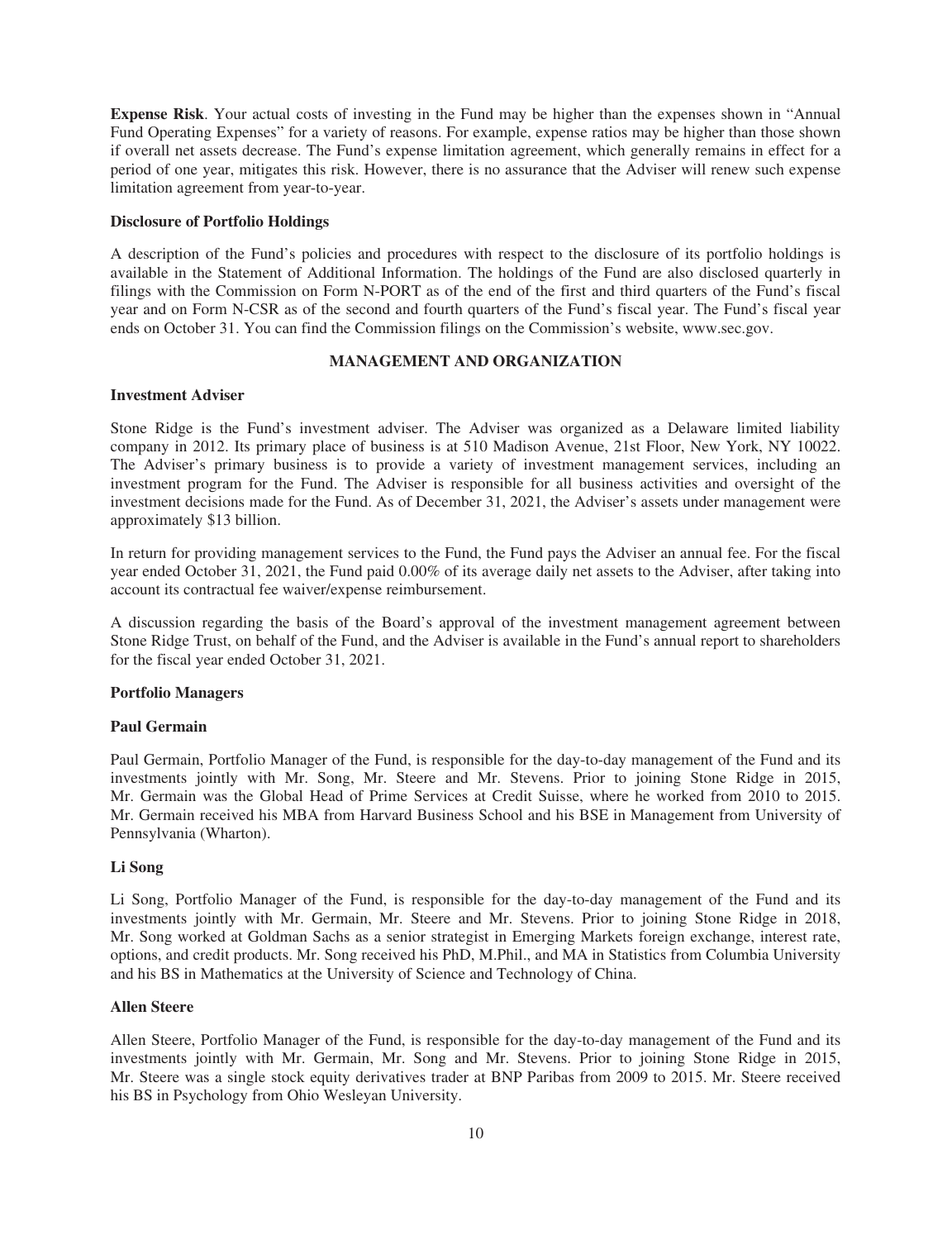**Expense Risk**. Your actual costs of investing in the Fund may be higher than the expenses shown in "Annual Fund Operating Expenses" for a variety of reasons. For example, expense ratios may be higher than those shown if overall net assets decrease. The Fund's expense limitation agreement, which generally remains in effect for a period of one year, mitigates this risk. However, there is no assurance that the Adviser will renew such expense limitation agreement from year-to-year.

**Disclosure of Portfolio Holdings**

A description of the Fund's policies and procedures with respect to the disclosure of its portfolio holdings is available in the Statement of Additional Information. The holdings of the Fund are also disclosed quarterly in filings with the Commission on Form N-PORT as of the end of the first and third quarters of the Fund's fiscal year and on Form N-CSR as of the second and fourth quarters of the Fund's fiscal year. The Fund's fiscal year ends on October 31. You can find the Commission filings on the Commission's website, www.sec.gov.

## MANAGEMENT AND ORGANIZATION

**Investment Adviser**

Stone Ridge is the Fund's investment adviser. The Adviser was organized as a Delaware limited liability company in 2012. Its primary place of business is at 510 Madison Avenue, 21st Floor, New York, NY 10022. The Adviser's primary business is to provide a variety of investment management services, including an investment program for the Fund. The Adviser is responsible for all business activities and oversight of the investment decisions made for the Fund. As of December 31, 2021, the Adviser's assets under management were approximately $13 billion.

In return for providing management services to the Fund, the Fund pays the Adviser an annual fee. For the fiscal year ended October 31, 2021, the Fund paid 0.00% of its average daily net assets to the Adviser, after taking into account its contractual fee waiver/expense reimbursement.

A discussion regarding the basis of the Board's approval of the investment management agreement between Stone Ridge Trust, on behalf of the Fund, and the Adviser is available in the Fund's annual report to shareholders for the fiscal year ended October 31, 2021.

**Portfolio Managers**

**Paul Germain**

Paul Germain, Portfolio Manager of the Fund, is responsible for the day-to-day management of the Fund and its investments jointly with Mr. Song, Mr. Steere and Mr. Stevens. Prior to joining Stone Ridge in 2015, Mr. Germain was the Global Head of Prime Services at Credit Suisse, where he worked from 2010 to 2015. Mr. Germain received his MBA from Harvard Business School and his BSE in Management from University of Pennsylvania (Wharton).

**Li Song**

Li Song, Portfolio Manager of the Fund, is responsible for the day-to-day management of the Fund and its investments jointly with Mr. Germain, Mr. Steere and Mr. Stevens. Prior to joining Stone Ridge in 2018, Mr. Song worked at Goldman Sachs as a senior strategist in Emerging Markets foreign exchange, interest rate, options, and credit products. Mr. Song received his PhD, M.Phil., and MA in Statistics from Columbia University and his BS in Mathematics at the University of Science and Technology of China.

**Allen Steere**

Allen Steere, Portfolio Manager of the Fund, is responsible for the day-to-day management of the Fund and its investments jointly with Mr. Germain, Mr. Song and Mr. Stevens. Prior to joining Stone Ridge in 2015, Mr. Steere was a single stock equity derivatives trader at BNP Paribas from 2009 to 2015. Mr. Steere received his BS in Psychology from Ohio Wesleyan University.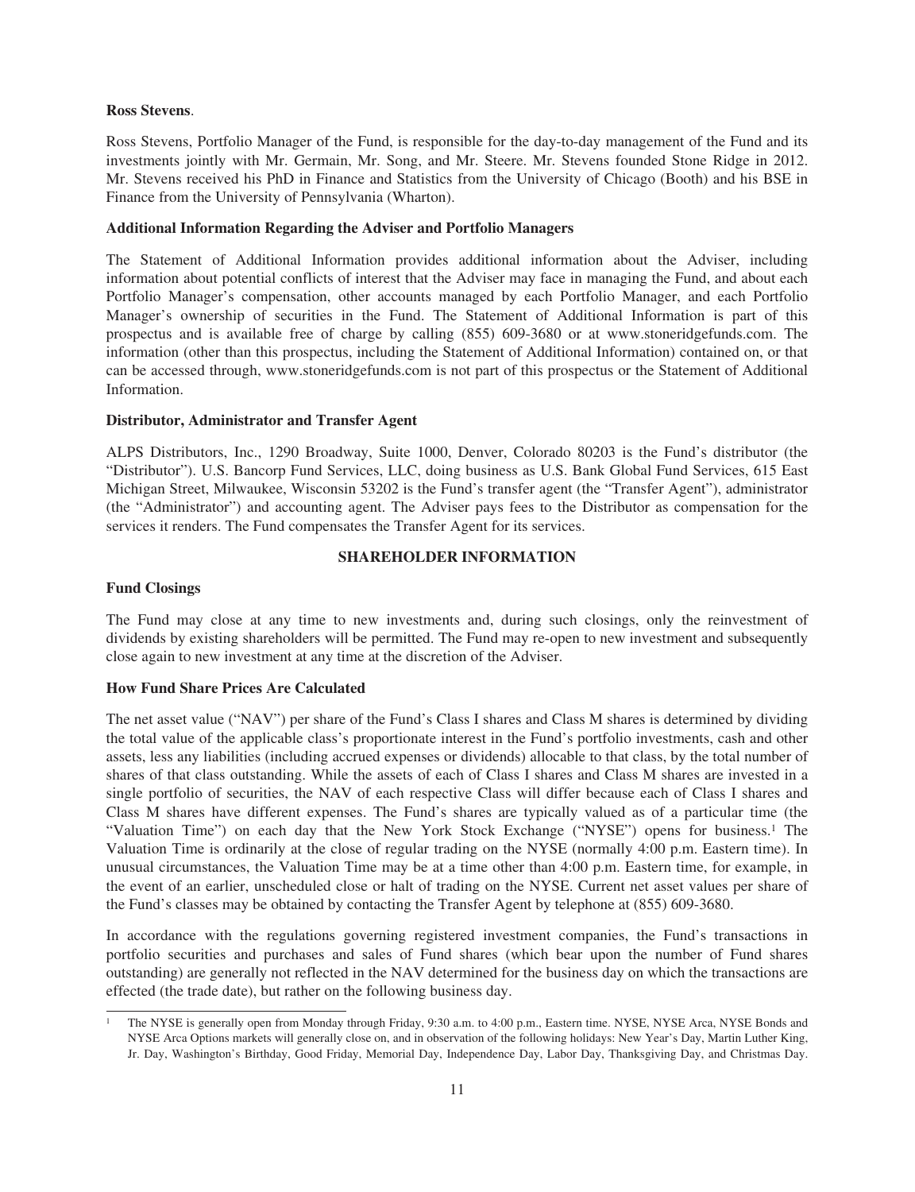**Ross Stevens**.

Ross Stevens, Portfolio Manager of the Fund, is responsible for the day-to-day management of the Fund and its investments jointly with Mr. Germain, Mr. Song, and Mr. Steere. Mr. Stevens founded Stone Ridge in 2012. Mr. Stevens received his PhD in Finance and Statistics from the University of Chicago (Booth) and his BSE in Finance from the University of Pennsylvania (Wharton).

**Additional Information Regarding the Adviser and Portfolio Managers**

The Statement of Additional Information provides additional information about the Adviser, including information about potential conflicts of interest that the Adviser may face in managing the Fund, and about each Portfolio Manager's compensation, other accounts managed by each Portfolio Manager, and each Portfolio Manager's ownership of securities in the Fund. The Statement of Additional Information is part of this prospectus and is available free of charge by calling (855) 609-3680 or at www.stoneridgefunds.com. The information (other than this prospectus, including the Statement of Additional Information) contained on, or that can be accessed through, www.stoneridgefunds.com is not part of this prospectus or the Statement of Additional Information.

**Distributor, Administrator and Transfer Agent**

ALPS Distributors, Inc., 1290 Broadway, Suite 1000, Denver, Colorado 80203 is the Fund's distributor (the "Distributor"). U.S. Bancorp Fund Services, LLC, doing business as U.S. Bank Global Fund Services, 615 East Michigan Street, Milwaukee, Wisconsin 53202 is the Fund's transfer agent (the "Transfer Agent"), administrator (the "Administrator") and accounting agent. The Adviser pays fees to the Distributor as compensation for the services it renders. The Fund compensates the Transfer Agent for its services.

## SHAREHOLDER INFORMATION

**Fund Closings**

The Fund may close at any time to new investments and, during such closings, only the reinvestment of dividends by existing shareholders will be permitted. The Fund may re-open to new investment and subsequently close again to new investment at any time at the discretion of the Adviser.

**How Fund Share Prices Are Calculated**

The net asset value ("NAV") per share of the Fund's Class I shares and Class M shares is determined by dividing the total value of the applicable class's proportionate interest in the Fund's portfolio investments, cash and other assets, less any liabilities (including accrued expenses or dividends) allocable to that class, by the total number of shares of that class outstanding. While the assets of each of Class I shares and Class M shares are invested in a single portfolio of securities, the NAV of each respective Class will differ because each of Class I shares and Class M shares have different expenses. The Fund's shares are typically valued as of a particular time (the "Valuation Time") on each day that the New York Stock Exchange ("NYSE") opens for business.[1] The Valuation Time is ordinarily at the close of regular trading on the NYSE (normally 4:00 p.m. Eastern time). In unusual circumstances, the Valuation Time may be at a time other than 4:00 p.m. Eastern time, for example, in the event of an earlier, unscheduled close or halt of trading on the NYSE. Current net asset values per share of the Fund's classes may be obtained by contacting the Transfer Agent by telephone at (855) 609-3680.

In accordance with the regulations governing registered investment companies, the Fund's transactions in portfolio securities and purchases and sales of Fund shares (which bear upon the number of Fund shares outstanding) are generally not reflected in the NAV determined for the business day on which the transactions are effected (the trade date), but rather on the following business day.

[1] The NYSE is generally open from Monday through Friday, 9:30 a.m. to 4:00 p.m., Eastern time. NYSE, NYSE Arca, NYSE Bonds and NYSE Arca Options markets will generally close on, and in observation of the following holidays: New Year's Day, Martin Luther King, Jr. Day, Washington's Birthday, Good Friday, Memorial Day, Independence Day, Labor Day, Thanksgiving Day, and Christmas Day.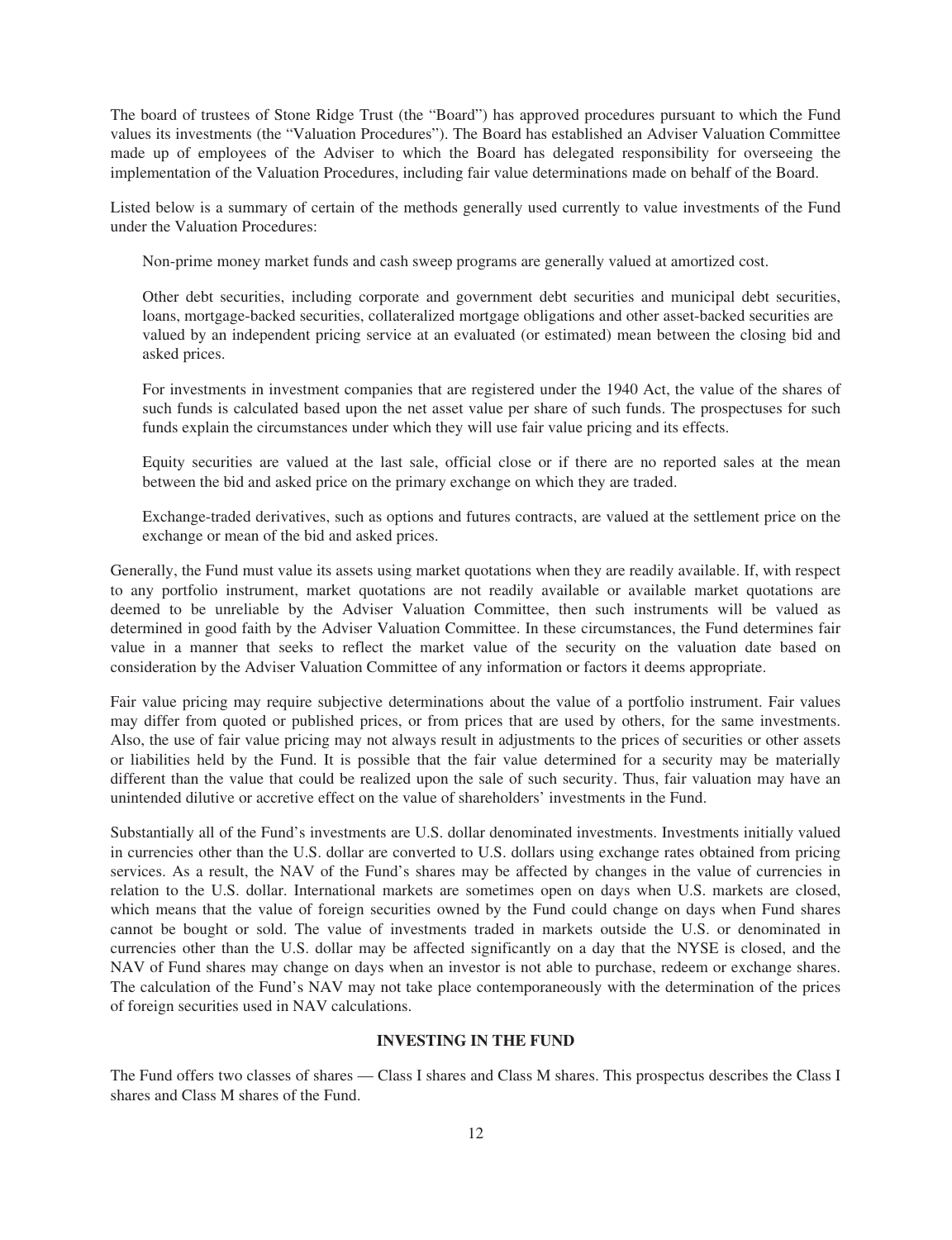The board of trustees of Stone Ridge Trust (the "Board") has approved procedures pursuant to which the Fund values its investments (the "Valuation Procedures"). The Board has established an Adviser Valuation Committee made up of employees of the Adviser to which the Board has delegated responsibility for overseeing the implementation of the Valuation Procedures, including fair value determinations made on behalf of the Board.

Listed below is a summary of certain of the methods generally used currently to value investments of the Fund under the Valuation Procedures:

Non-prime money market funds and cash sweep programs are generally valued at amortized cost.

Other debt securities, including corporate and government debt securities and municipal debt securities, loans, mortgage-backed securities, collateralized mortgage obligations and other asset-backed securities are valued by an independent pricing service at an evaluated (or estimated) mean between the closing bid and asked prices.

For investments in investment companies that are registered under the 1940 Act, the value of the shares of such funds is calculated based upon the net asset value per share of such funds. The prospectuses for such funds explain the circumstances under which they will use fair value pricing and its effects.

Equity securities are valued at the last sale, official close or if there are no reported sales at the mean between the bid and asked price on the primary exchange on which they are traded.

Exchange-traded derivatives, such as options and futures contracts, are valued at the settlement price on the exchange or mean of the bid and asked prices.

Generally, the Fund must value its assets using market quotations when they are readily available. If, with respect to any portfolio instrument, market quotations are not readily available or available market quotations are deemed to be unreliable by the Adviser Valuation Committee, then such instruments will be valued as determined in good faith by the Adviser Valuation Committee. In these circumstances, the Fund determines fair value in a manner that seeks to reflect the market value of the security on the valuation date based on consideration by the Adviser Valuation Committee of any information or factors it deems appropriate.

Fair value pricing may require subjective determinations about the value of a portfolio instrument. Fair values may differ from quoted or published prices, or from prices that are used by others, for the same investments. Also, the use of fair value pricing may not always result in adjustments to the prices of securities or other assets or liabilities held by the Fund. It is possible that the fair value determined for a security may be materially different than the value that could be realized upon the sale of such security. Thus, fair valuation may have an unintended dilutive or accretive effect on the value of shareholders' investments in the Fund.

Substantially all of the Fund's investments are U.S. dollar denominated investments. Investments initially valued in currencies other than the U.S. dollar are converted to U.S. dollars using exchange rates obtained from pricing services. As a result, the NAV of the Fund's shares may be affected by changes in the value of currencies in relation to the U.S. dollar. International markets are sometimes open on days when U.S. markets are closed, which means that the value of foreign securities owned by the Fund could change on days when Fund shares cannot be bought or sold. The value of investments traded in markets outside the U.S. or denominated in currencies other than the U.S. dollar may be affected significantly on a day that the NYSE is closed, and the NAV of Fund shares may change on days when an investor is not able to purchase, redeem or exchange shares. The calculation of the Fund's NAV may not take place contemporaneously with the determination of the prices of foreign securities used in NAV calculations.

## INVESTING IN THE FUND

The Fund offers two classes of shares — Class I shares and Class M shares. This prospectus describes the Class I shares and Class M shares of the Fund.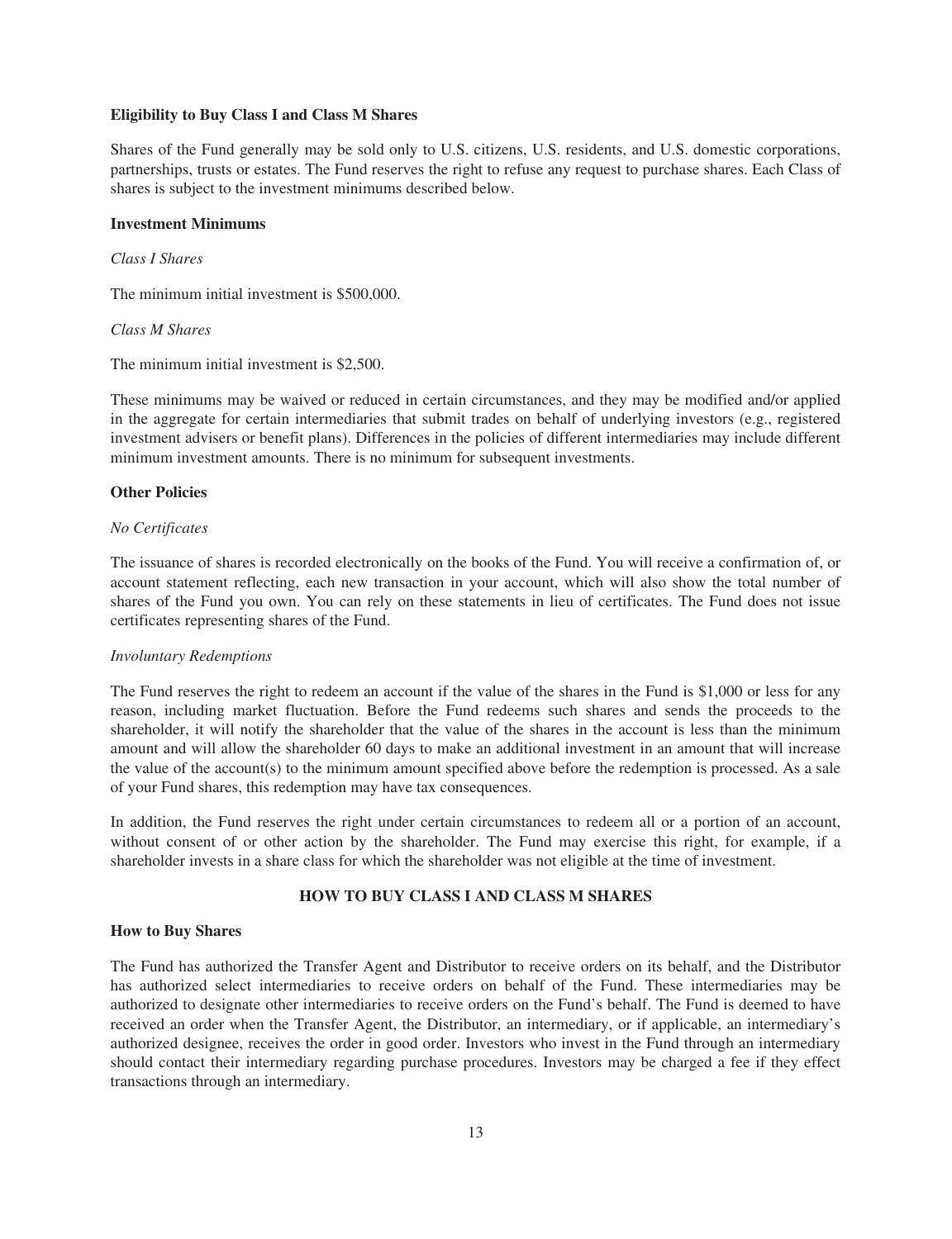**Eligibility to Buy Class I and Class M Shares**

Shares of the Fund generally may be sold only to U.S. citizens, U.S. residents, and U.S. domestic corporations, partnerships, trusts or estates. The Fund reserves the right to refuse any request to purchase shares. Each Class of shares is subject to the investment minimums described below.

**Investment Minimums**

*Class I Shares*

The minimum initial investment is $500,000.

*Class M Shares*

The minimum initial investment is $2,500.

These minimums may be waived or reduced in certain circumstances, and they may be modified and/or applied in the aggregate for certain intermediaries that submit trades on behalf of underlying investors (e.g., registered investment advisers or benefit plans). Differences in the policies of different intermediaries may include different minimum investment amounts. There is no minimum for subsequent investments.

**Other Policies**

*No Certificates*

The issuance of shares is recorded electronically on the books of the Fund. You will receive a confirmation of, or account statement reflecting, each new transaction in your account, which will also show the total number of shares of the Fund you own. You can rely on these statements in lieu of certificates. The Fund does not issue certificates representing shares of the Fund.

*Involuntary Redemptions*

The Fund reserves the right to redeem an account if the value of the shares in the Fund is $1,000 or less for any reason, including market fluctuation. Before the Fund redeems such shares and sends the proceeds to the shareholder, it will notify the shareholder that the value of the shares in the account is less than the minimum amount and will allow the shareholder 60 days to make an additional investment in an amount that will increase the value of the account(s) to the minimum amount specified above before the redemption is processed. As a sale of your Fund shares, this redemption may have tax consequences.

In addition, the Fund reserves the right under certain circumstances to redeem all or a portion of an account, without consent of or other action by the shareholder. The Fund may exercise this right, for example, if a shareholder invests in a share class for which the shareholder was not eligible at the time of investment.

## HOW TO BUY CLASS I AND CLASS M SHARES

**How to Buy Shares**

The Fund has authorized the Transfer Agent and Distributor to receive orders on its behalf, and the Distributor has authorized select intermediaries to receive orders on behalf of the Fund. These intermediaries may be authorized to designate other intermediaries to receive orders on the Fund's behalf. The Fund is deemed to have received an order when the Transfer Agent, the Distributor, an intermediary, or if applicable, an intermediary's authorized designee, receives the order in good order. Investors who invest in the Fund through an intermediary should contact their intermediary regarding purchase procedures. Investors may be charged a fee if they effect transactions through an intermediary.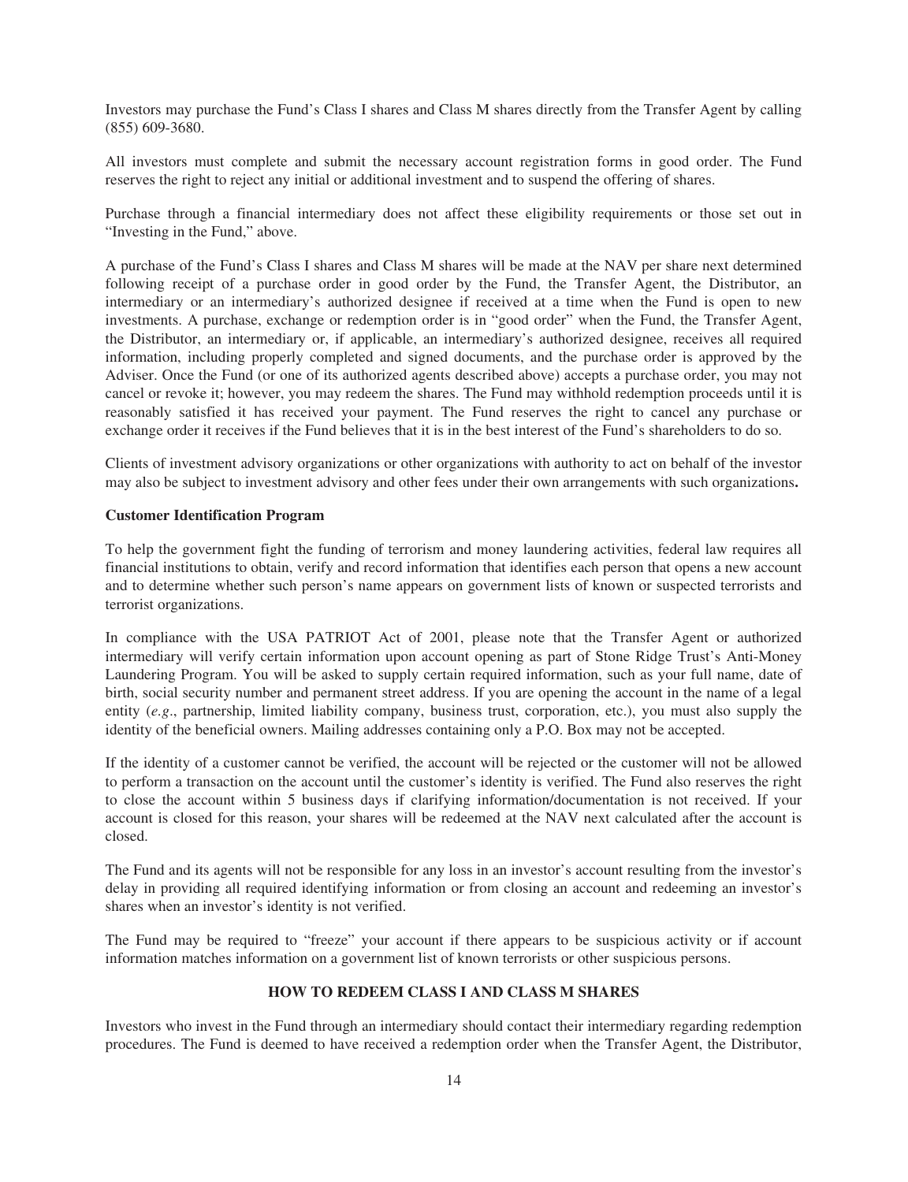Investors may purchase the Fund's Class I shares and Class M shares directly from the Transfer Agent by calling (855) 609-3680.

All investors must complete and submit the necessary account registration forms in good order. The Fund reserves the right to reject any initial or additional investment and to suspend the offering of shares.

Purchase through a financial intermediary does not affect these eligibility requirements or those set out in "Investing in the Fund," above.

A purchase of the Fund's Class I shares and Class M shares will be made at the NAV per share next determined following receipt of a purchase order in good order by the Fund, the Transfer Agent, the Distributor, an intermediary or an intermediary's authorized designee if received at a time when the Fund is open to new investments. A purchase, exchange or redemption order is in "good order" when the Fund, the Transfer Agent, the Distributor, an intermediary or, if applicable, an intermediary's authorized designee, receives all required information, including properly completed and signed documents, and the purchase order is approved by the Adviser. Once the Fund (or one of its authorized agents described above) accepts a purchase order, you may not cancel or revoke it; however, you may redeem the shares. The Fund may withhold redemption proceeds until it is reasonably satisfied it has received your payment. The Fund reserves the right to cancel any purchase or exchange order it receives if the Fund believes that it is in the best interest of the Fund's shareholders to do so.

Clients of investment advisory organizations or other organizations with authority to act on behalf of the investor may also be subject to investment advisory and other fees under their own arrangements with such organizations**.**

**Customer Identification Program**

To help the government fight the funding of terrorism and money laundering activities, federal law requires all financial institutions to obtain, verify and record information that identifies each person that opens a new account and to determine whether such person's name appears on government lists of known or suspected terrorists and terrorist organizations.

In compliance with the USA PATRIOT Act of 2001, please note that the Transfer Agent or authorized intermediary will verify certain information upon account opening as part of Stone Ridge Trust's Anti-Money Laundering Program. You will be asked to supply certain required information, such as your full name, date of birth, social security number and permanent street address. If you are opening the account in the name of a legal entity (*e.g*., partnership, limited liability company, business trust, corporation, etc.), you must also supply the identity of the beneficial owners. Mailing addresses containing only a P.O. Box may not be accepted.

If the identity of a customer cannot be verified, the account will be rejected or the customer will not be allowed to perform a transaction on the account until the customer's identity is verified. The Fund also reserves the right to close the account within 5 business days if clarifying information/documentation is not received. If your account is closed for this reason, your shares will be redeemed at the NAV next calculated after the account is closed.

The Fund and its agents will not be responsible for any loss in an investor's account resulting from the investor's delay in providing all required identifying information or from closing an account and redeeming an investor's shares when an investor's identity is not verified.

The Fund may be required to "freeze" your account if there appears to be suspicious activity or if account information matches information on a government list of known terrorists or other suspicious persons.

## HOW TO REDEEM CLASS I AND CLASS M SHARES

Investors who invest in the Fund through an intermediary should contact their intermediary regarding redemption procedures. The Fund is deemed to have received a redemption order when the Transfer Agent, the Distributor,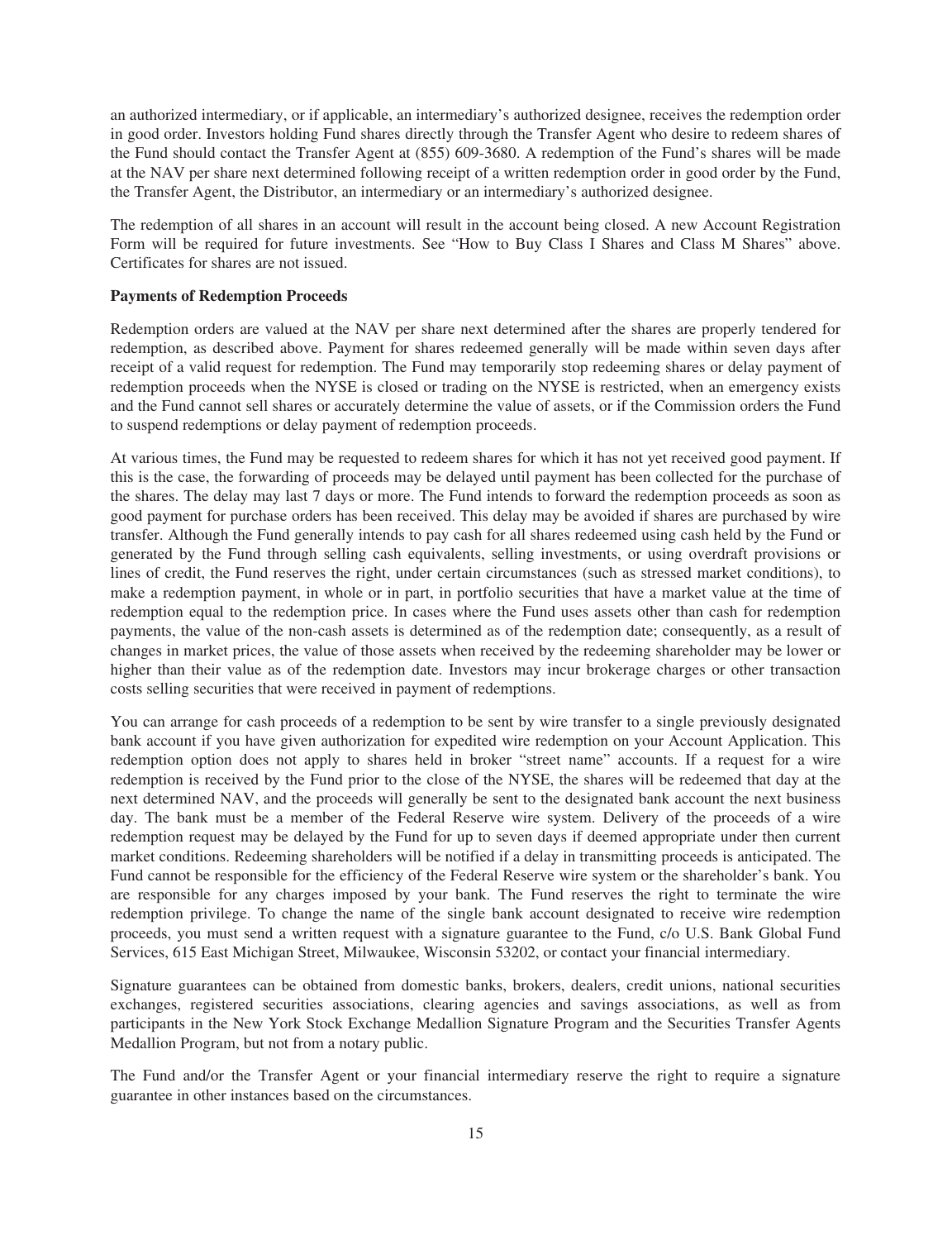an authorized intermediary, or if applicable, an intermediary's authorized designee, receives the redemption order in good order. Investors holding Fund shares directly through the Transfer Agent who desire to redeem shares of the Fund should contact the Transfer Agent at (855) 609-3680. A redemption of the Fund's shares will be made at the NAV per share next determined following receipt of a written redemption order in good order by the Fund, the Transfer Agent, the Distributor, an intermediary or an intermediary's authorized designee.

The redemption of all shares in an account will result in the account being closed. A new Account Registration Form will be required for future investments. See "How to Buy Class I Shares and Class M Shares" above. Certificates for shares are not issued.

**Payments of Redemption Proceeds**

Redemption orders are valued at the NAV per share next determined after the shares are properly tendered for redemption, as described above. Payment for shares redeemed generally will be made within seven days after receipt of a valid request for redemption. The Fund may temporarily stop redeeming shares or delay payment of redemption proceeds when the NYSE is closed or trading on the NYSE is restricted, when an emergency exists and the Fund cannot sell shares or accurately determine the value of assets, or if the Commission orders the Fund to suspend redemptions or delay payment of redemption proceeds.

At various times, the Fund may be requested to redeem shares for which it has not yet received good payment. If this is the case, the forwarding of proceeds may be delayed until payment has been collected for the purchase of the shares. The delay may last 7 days or more. The Fund intends to forward the redemption proceeds as soon as good payment for purchase orders has been received. This delay may be avoided if shares are purchased by wire transfer. Although the Fund generally intends to pay cash for all shares redeemed using cash held by the Fund or generated by the Fund through selling cash equivalents, selling investments, or using overdraft provisions or lines of credit, the Fund reserves the right, under certain circumstances (such as stressed market conditions), to make a redemption payment, in whole or in part, in portfolio securities that have a market value at the time of redemption equal to the redemption price. In cases where the Fund uses assets other than cash for redemption payments, the value of the non-cash assets is determined as of the redemption date; consequently, as a result of changes in market prices, the value of those assets when received by the redeeming shareholder may be lower or higher than their value as of the redemption date. Investors may incur brokerage charges or other transaction costs selling securities that were received in payment of redemptions.

You can arrange for cash proceeds of a redemption to be sent by wire transfer to a single previously designated bank account if you have given authorization for expedited wire redemption on your Account Application. This redemption option does not apply to shares held in broker "street name" accounts. If a request for a wire redemption is received by the Fund prior to the close of the NYSE, the shares will be redeemed that day at the next determined NAV, and the proceeds will generally be sent to the designated bank account the next business day. The bank must be a member of the Federal Reserve wire system. Delivery of the proceeds of a wire redemption request may be delayed by the Fund for up to seven days if deemed appropriate under then current market conditions. Redeeming shareholders will be notified if a delay in transmitting proceeds is anticipated. The Fund cannot be responsible for the efficiency of the Federal Reserve wire system or the shareholder's bank. You are responsible for any charges imposed by your bank. The Fund reserves the right to terminate the wire redemption privilege. To change the name of the single bank account designated to receive wire redemption proceeds, you must send a written request with a signature guarantee to the Fund, c/o U.S. Bank Global Fund Services, 615 East Michigan Street, Milwaukee, Wisconsin 53202, or contact your financial intermediary.

Signature guarantees can be obtained from domestic banks, brokers, dealers, credit unions, national securities exchanges, registered securities associations, clearing agencies and savings associations, as well as from participants in the New York Stock Exchange Medallion Signature Program and the Securities Transfer Agents Medallion Program, but not from a notary public.

The Fund and/or the Transfer Agent or your financial intermediary reserve the right to require a signature guarantee in other instances based on the circumstances.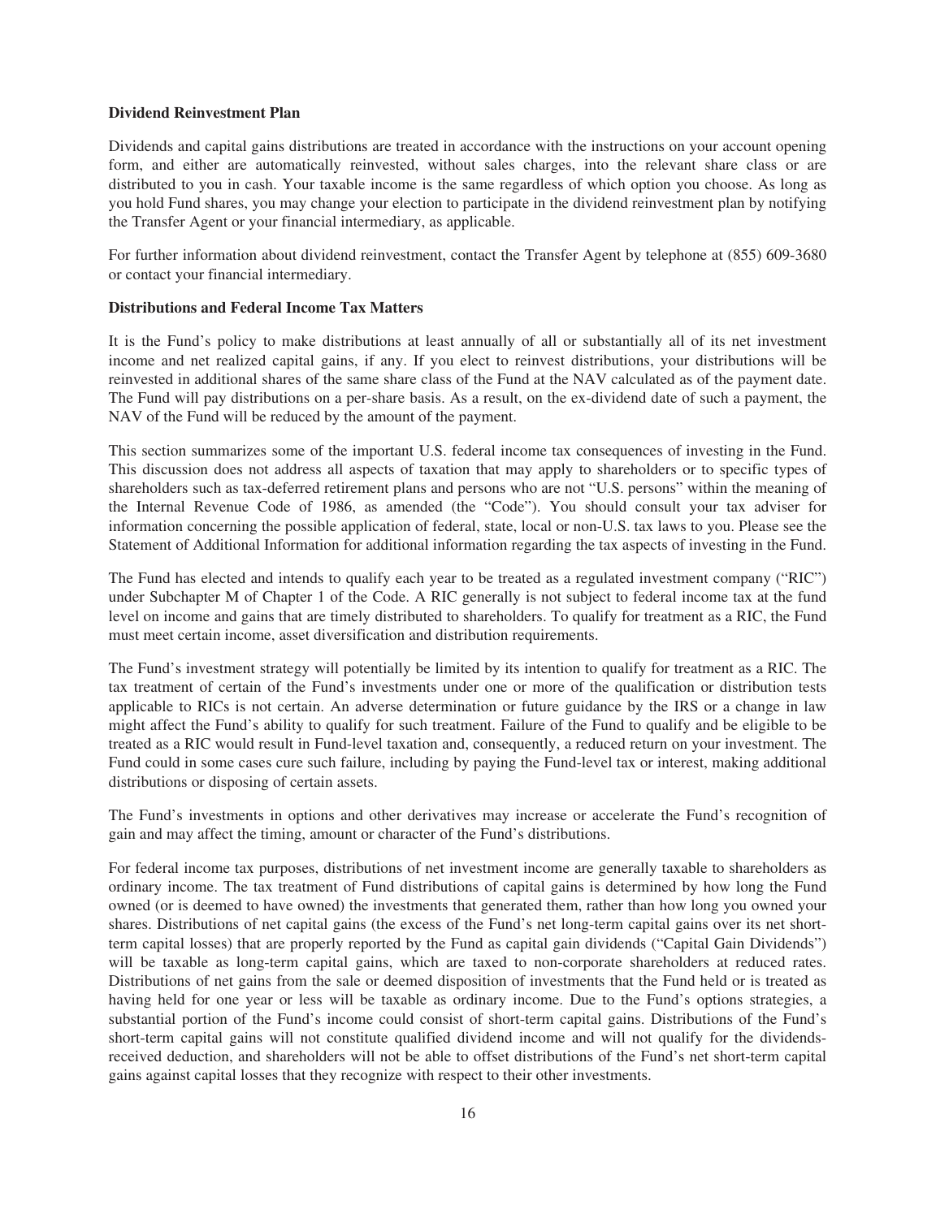**Dividend Reinvestment Plan**

Dividends and capital gains distributions are treated in accordance with the instructions on your account opening form, and either are automatically reinvested, without sales charges, into the relevant share class or are distributed to you in cash. Your taxable income is the same regardless of which option you choose. As long as you hold Fund shares, you may change your election to participate in the dividend reinvestment plan by notifying the Transfer Agent or your financial intermediary, as applicable.

For further information about dividend reinvestment, contact the Transfer Agent by telephone at (855) 609-3680 or contact your financial intermediary.

**Distributions and Federal Income Tax Matters**

It is the Fund's policy to make distributions at least annually of all or substantially all of its net investment income and net realized capital gains, if any. If you elect to reinvest distributions, your distributions will be reinvested in additional shares of the same share class of the Fund at the NAV calculated as of the payment date. The Fund will pay distributions on a per-share basis. As a result, on the ex-dividend date of such a payment, the NAV of the Fund will be reduced by the amount of the payment.

This section summarizes some of the important U.S. federal income tax consequences of investing in the Fund. This discussion does not address all aspects of taxation that may apply to shareholders or to specific types of shareholders such as tax-deferred retirement plans and persons who are not "U.S. persons" within the meaning of the Internal Revenue Code of 1986, as amended (the "Code"). You should consult your tax adviser for information concerning the possible application of federal, state, local or non-U.S. tax laws to you. Please see the Statement of Additional Information for additional information regarding the tax aspects of investing in the Fund.

The Fund has elected and intends to qualify each year to be treated as a regulated investment company ("RIC") under Subchapter M of Chapter 1 of the Code. A RIC generally is not subject to federal income tax at the fund level on income and gains that are timely distributed to shareholders. To qualify for treatment as a RIC, the Fund must meet certain income, asset diversification and distribution requirements.

The Fund's investment strategy will potentially be limited by its intention to qualify for treatment as a RIC. The tax treatment of certain of the Fund's investments under one or more of the qualification or distribution tests applicable to RICs is not certain. An adverse determination or future guidance by the IRS or a change in law might affect the Fund's ability to qualify for such treatment. Failure of the Fund to qualify and be eligible to be treated as a RIC would result in Fund-level taxation and, consequently, a reduced return on your investment. The Fund could in some cases cure such failure, including by paying the Fund-level tax or interest, making additional distributions or disposing of certain assets.

The Fund's investments in options and other derivatives may increase or accelerate the Fund's recognition of gain and may affect the timing, amount or character of the Fund's distributions.

For federal income tax purposes, distributions of net investment income are generally taxable to shareholders as ordinary income. The tax treatment of Fund distributions of capital gains is determined by how long the Fund owned (or is deemed to have owned) the investments that generated them, rather than how long you owned your shares. Distributions of net capital gains (the excess of the Fund's net long-term capital gains over its net short-term capital losses) that are properly reported by the Fund as capital gain dividends ("Capital Gain Dividends") will be taxable as long-term capital gains, which are taxed to non-corporate shareholders at reduced rates. Distributions of net gains from the sale or deemed disposition of investments that the Fund held or is treated as having held for one year or less will be taxable as ordinary income. Due to the Fund's options strategies, a substantial portion of the Fund's income could consist of short-term capital gains. Distributions of the Fund's short-term capital gains will not constitute qualified dividend income and will not qualify for the dividends-received deduction, and shareholders will not be able to offset distributions of the Fund's net short-term capital gains against capital losses that they recognize with respect to their other investments.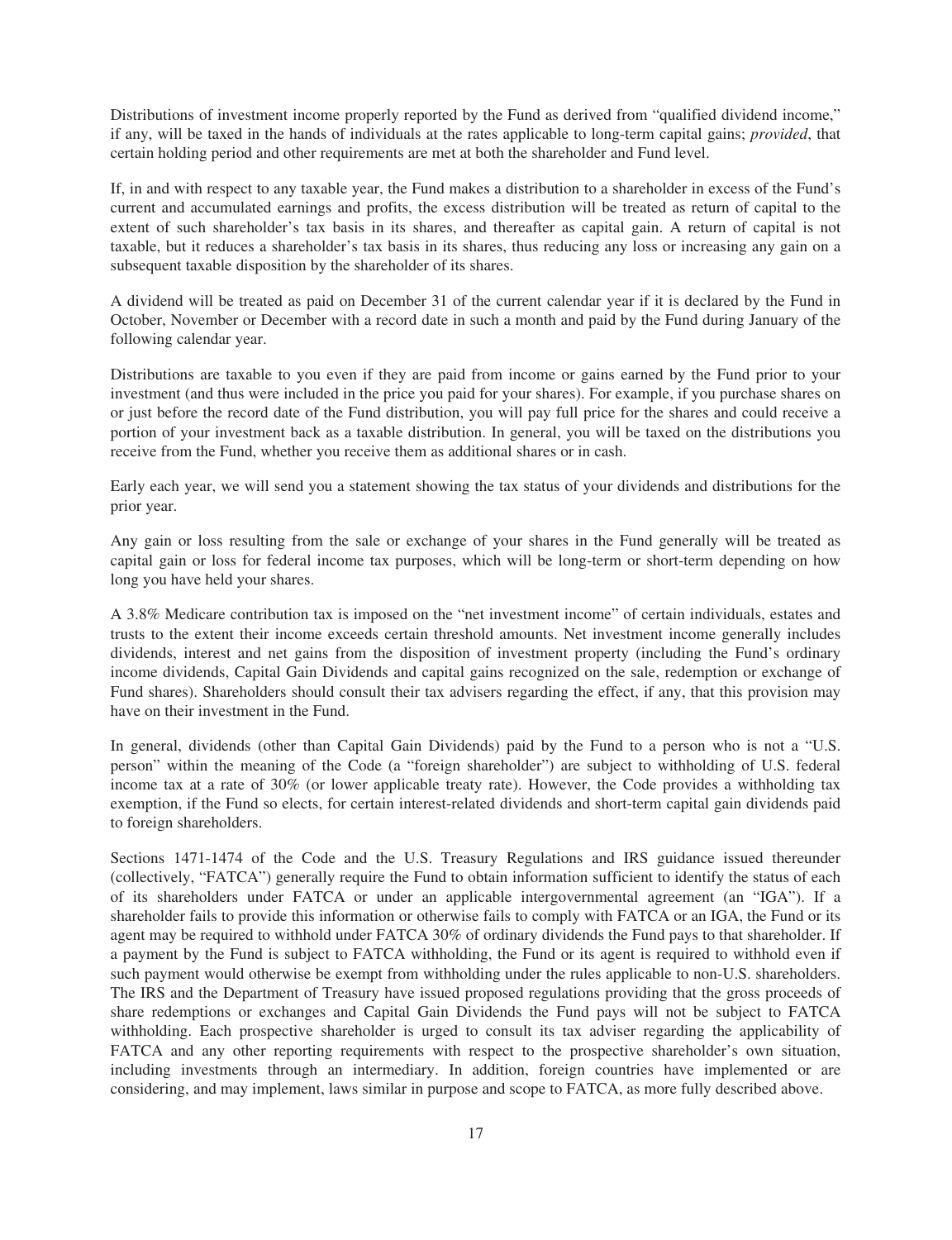Distributions of investment income properly reported by the Fund as derived from "qualified dividend income," if any, will be taxed in the hands of individuals at the rates applicable to long-term capital gains; *provided*, that certain holding period and other requirements are met at both the shareholder and Fund level.

If, in and with respect to any taxable year, the Fund makes a distribution to a shareholder in excess of the Fund's current and accumulated earnings and profits, the excess distribution will be treated as return of capital to the extent of such shareholder's tax basis in its shares, and thereafter as capital gain. A return of capital is not taxable, but it reduces a shareholder's tax basis in its shares, thus reducing any loss or increasing any gain on a subsequent taxable disposition by the shareholder of its shares.

A dividend will be treated as paid on December 31 of the current calendar year if it is declared by the Fund in October, November or December with a record date in such a month and paid by the Fund during January of the following calendar year.

Distributions are taxable to you even if they are paid from income or gains earned by the Fund prior to your investment (and thus were included in the price you paid for your shares). For example, if you purchase shares on or just before the record date of the Fund distribution, you will pay full price for the shares and could receive a portion of your investment back as a taxable distribution. In general, you will be taxed on the distributions you receive from the Fund, whether you receive them as additional shares or in cash.

Early each year, we will send you a statement showing the tax status of your dividends and distributions for the prior year.

Any gain or loss resulting from the sale or exchange of your shares in the Fund generally will be treated as capital gain or loss for federal income tax purposes, which will be long-term or short-term depending on how long you have held your shares.

A 3.8% Medicare contribution tax is imposed on the "net investment income" of certain individuals, estates and trusts to the extent their income exceeds certain threshold amounts. Net investment income generally includes dividends, interest and net gains from the disposition of investment property (including the Fund's ordinary income dividends, Capital Gain Dividends and capital gains recognized on the sale, redemption or exchange of Fund shares). Shareholders should consult their tax advisers regarding the effect, if any, that this provision may have on their investment in the Fund.

In general, dividends (other than Capital Gain Dividends) paid by the Fund to a person who is not a "U.S. person" within the meaning of the Code (a "foreign shareholder") are subject to withholding of U.S. federal income tax at a rate of 30% (or lower applicable treaty rate). However, the Code provides a withholding tax exemption, if the Fund so elects, for certain interest-related dividends and short-term capital gain dividends paid to foreign shareholders.

Sections 1471-1474 of the Code and the U.S. Treasury Regulations and IRS guidance issued thereunder (collectively, "FATCA") generally require the Fund to obtain information sufficient to identify the status of each of its shareholders under FATCA or under an applicable intergovernmental agreement (an "IGA"). If a shareholder fails to provide this information or otherwise fails to comply with FATCA or an IGA, the Fund or its agent may be required to withhold under FATCA 30% of ordinary dividends the Fund pays to that shareholder. If a payment by the Fund is subject to FATCA withholding, the Fund or its agent is required to withhold even if such payment would otherwise be exempt from withholding under the rules applicable to non-U.S. shareholders. The IRS and the Department of Treasury have issued proposed regulations providing that the gross proceeds of share redemptions or exchanges and Capital Gain Dividends the Fund pays will not be subject to FATCA withholding. Each prospective shareholder is urged to consult its tax adviser regarding the applicability of FATCA and any other reporting requirements with respect to the prospective shareholder's own situation, including investments through an intermediary. In addition, foreign countries have implemented or are considering, and may implement, laws similar in purpose and scope to FATCA, as more fully described above.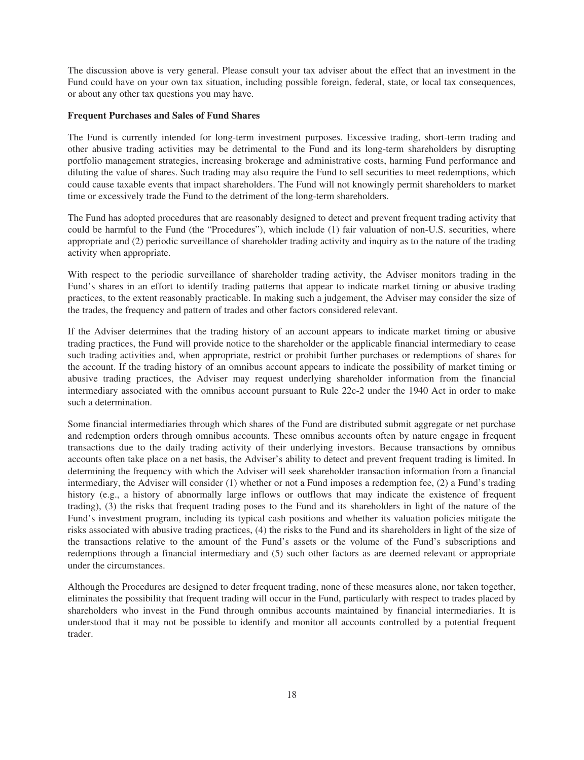The discussion above is very general. Please consult your tax adviser about the effect that an investment in the Fund could have on your own tax situation, including possible foreign, federal, state, or local tax consequences, or about any other tax questions you may have.

**Frequent Purchases and Sales of Fund Shares**

The Fund is currently intended for long-term investment purposes. Excessive trading, short-term trading and other abusive trading activities may be detrimental to the Fund and its long-term shareholders by disrupting portfolio management strategies, increasing brokerage and administrative costs, harming Fund performance and diluting the value of shares. Such trading may also require the Fund to sell securities to meet redemptions, which could cause taxable events that impact shareholders. The Fund will not knowingly permit shareholders to market time or excessively trade the Fund to the detriment of the long-term shareholders.

The Fund has adopted procedures that are reasonably designed to detect and prevent frequent trading activity that could be harmful to the Fund (the "Procedures"), which include (1) fair valuation of non-U.S. securities, where appropriate and (2) periodic surveillance of shareholder trading activity and inquiry as to the nature of the trading activity when appropriate.

With respect to the periodic surveillance of shareholder trading activity, the Adviser monitors trading in the Fund's shares in an effort to identify trading patterns that appear to indicate market timing or abusive trading practices, to the extent reasonably practicable. In making such a judgement, the Adviser may consider the size of the trades, the frequency and pattern of trades and other factors considered relevant.

If the Adviser determines that the trading history of an account appears to indicate market timing or abusive trading practices, the Fund will provide notice to the shareholder or the applicable financial intermediary to cease such trading activities and, when appropriate, restrict or prohibit further purchases or redemptions of shares for the account. If the trading history of an omnibus account appears to indicate the possibility of market timing or abusive trading practices, the Adviser may request underlying shareholder information from the financial intermediary associated with the omnibus account pursuant to Rule 22c-2 under the 1940 Act in order to make such a determination.

Some financial intermediaries through which shares of the Fund are distributed submit aggregate or net purchase and redemption orders through omnibus accounts. These omnibus accounts often by nature engage in frequent transactions due to the daily trading activity of their underlying investors. Because transactions by omnibus accounts often take place on a net basis, the Adviser's ability to detect and prevent frequent trading is limited. In determining the frequency with which the Adviser will seek shareholder transaction information from a financial intermediary, the Adviser will consider (1) whether or not a Fund imposes a redemption fee, (2) a Fund's trading history (e.g., a history of abnormally large inflows or outflows that may indicate the existence of frequent trading), (3) the risks that frequent trading poses to the Fund and its shareholders in light of the nature of the Fund's investment program, including its typical cash positions and whether its valuation policies mitigate the risks associated with abusive trading practices, (4) the risks to the Fund and its shareholders in light of the size of the transactions relative to the amount of the Fund's assets or the volume of the Fund's subscriptions and redemptions through a financial intermediary and (5) such other factors as are deemed relevant or appropriate under the circumstances.

Although the Procedures are designed to deter frequent trading, none of these measures alone, nor taken together, eliminates the possibility that frequent trading will occur in the Fund, particularly with respect to trades placed by shareholders who invest in the Fund through omnibus accounts maintained by financial intermediaries. It is understood that it may not be possible to identify and monitor all accounts controlled by a potential frequent trader.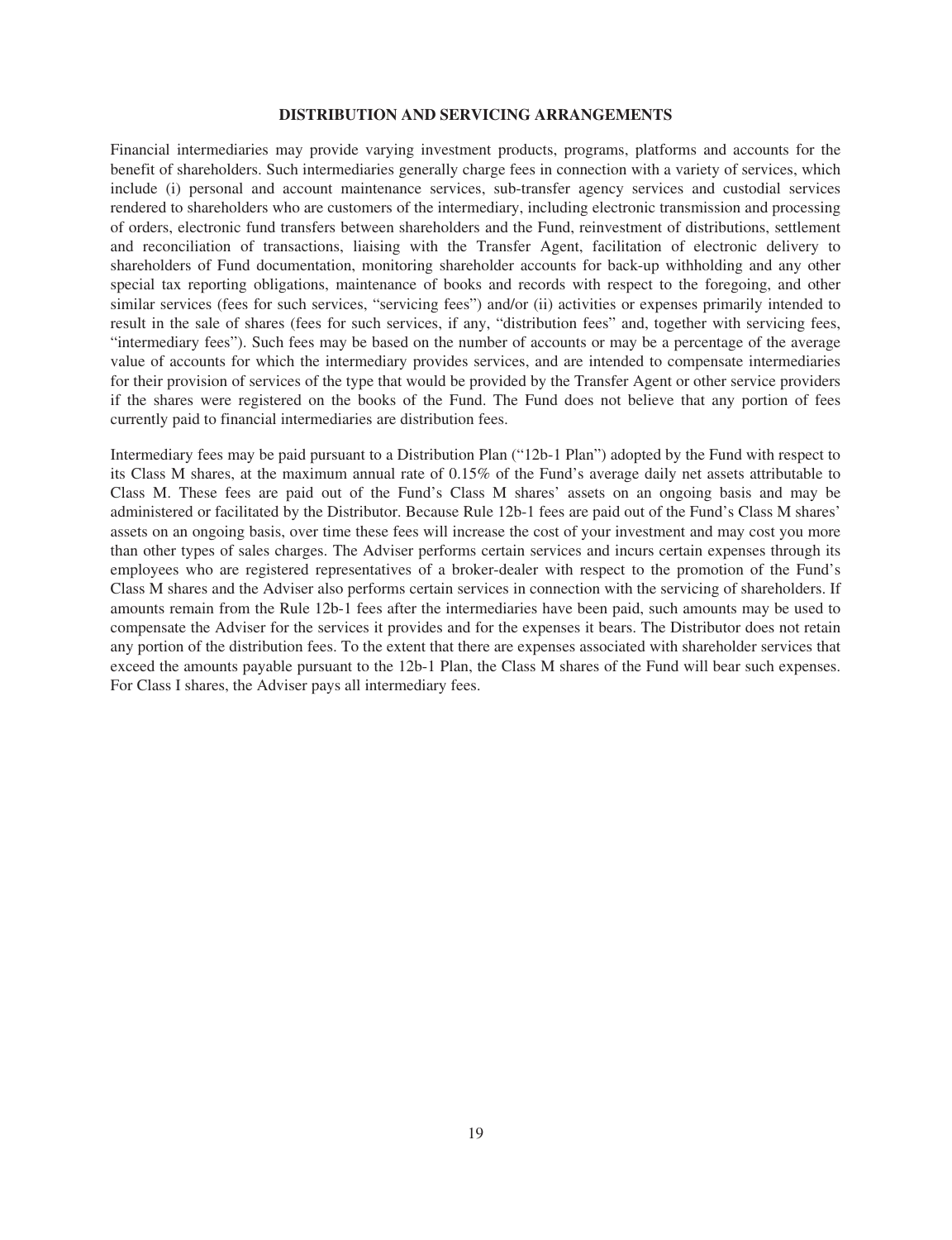## DISTRIBUTION AND SERVICING ARRANGEMENTS

Financial intermediaries may provide varying investment products, programs, platforms and accounts for the benefit of shareholders. Such intermediaries generally charge fees in connection with a variety of services, which include (i) personal and account maintenance services, sub-transfer agency services and custodial services rendered to shareholders who are customers of the intermediary, including electronic transmission and processing of orders, electronic fund transfers between shareholders and the Fund, reinvestment of distributions, settlement and reconciliation of transactions, liaising with the Transfer Agent, facilitation of electronic delivery to shareholders of Fund documentation, monitoring shareholder accounts for back-up withholding and any other special tax reporting obligations, maintenance of books and records with respect to the foregoing, and other similar services (fees for such services, "servicing fees") and/or (ii) activities or expenses primarily intended to result in the sale of shares (fees for such services, if any, "distribution fees" and, together with servicing fees, "intermediary fees"). Such fees may be based on the number of accounts or may be a percentage of the average value of accounts for which the intermediary provides services, and are intended to compensate intermediaries for their provision of services of the type that would be provided by the Transfer Agent or other service providers if the shares were registered on the books of the Fund. The Fund does not believe that any portion of fees currently paid to financial intermediaries are distribution fees.

Intermediary fees may be paid pursuant to a Distribution Plan ("12b-1 Plan") adopted by the Fund with respect to its Class M shares, at the maximum annual rate of 0.15% of the Fund's average daily net assets attributable to Class M. These fees are paid out of the Fund's Class M shares' assets on an ongoing basis and may be administered or facilitated by the Distributor. Because Rule 12b-1 fees are paid out of the Fund's Class M shares' assets on an ongoing basis, over time these fees will increase the cost of your investment and may cost you more than other types of sales charges. The Adviser performs certain services and incurs certain expenses through its employees who are registered representatives of a broker-dealer with respect to the promotion of the Fund's Class M shares and the Adviser also performs certain services in connection with the servicing of shareholders. If amounts remain from the Rule 12b-1 fees after the intermediaries have been paid, such amounts may be used to compensate the Adviser for the services it provides and for the expenses it bears. The Distributor does not retain any portion of the distribution fees. To the extent that there are expenses associated with shareholder services that exceed the amounts payable pursuant to the 12b-1 Plan, the Class M shares of the Fund will bear such expenses. For Class I shares, the Adviser pays all intermediary fees.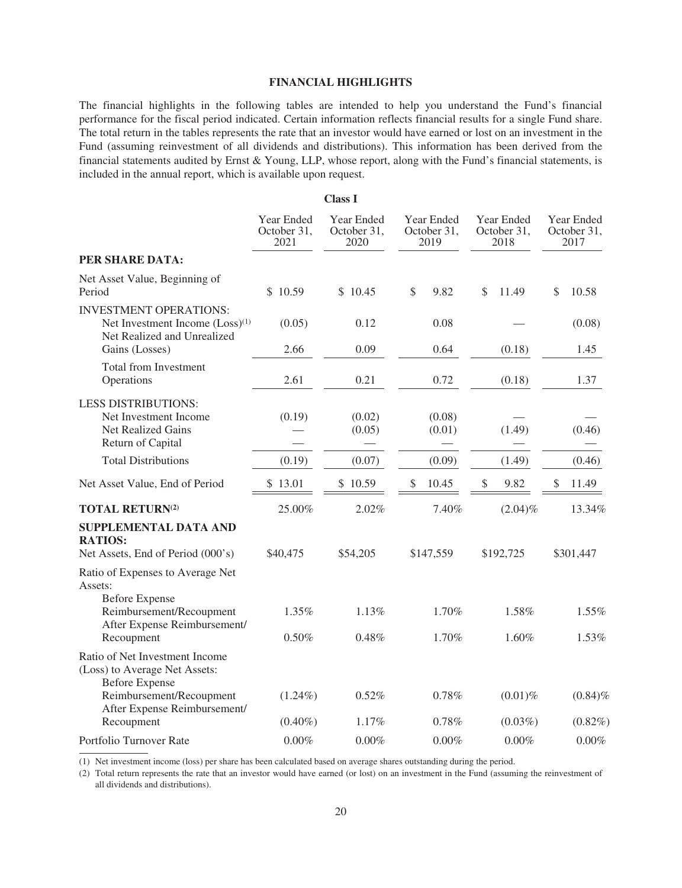## FINANCIAL HIGHLIGHTS

The financial highlights in the following tables are intended to help you understand the Fund's financial performance for the fiscal period indicated. Certain information reflects financial results for a single Fund share. The total return in the tables represents the rate that an investor would have earned or lost on an investment in the Fund (assuming reinvestment of all dividends and distributions). This information has been derived from the financial statements audited by Ernst & Young, LLP, whose report, along with the Fund's financial statements, is included in the annual report, which is available upon request.

**Class I**

| | Year Ended October 31, 2021 | Year Ended October 31, 2020 | Year Ended October 31, 2019 | Year Ended October 31, 2018 | Year Ended October 31, 2017 |
|---|---|---|---|---|---|
| **PER SHARE DATA:** | | | | | |
| Net Asset Value, Beginning of Period | $ 10.59 | $ 10.45 | $ 9.82 | $ 11.49 | $ 10.58 |
| INVESTMENT OPERATIONS: | | | | | |
| Net Investment Income (Loss)[1] | (0.05) | 0.12 | 0.08 | — | (0.08) |
| Net Realized and Unrealized Gains (Losses) | 2.66 | 0.09 | 0.64 | (0.18) | 1.45 |
| Total from Investment Operations | 2.61 | 0.21 | 0.72 | (0.18) | 1.37 |
| LESS DISTRIBUTIONS: | | | | | |
| Net Investment Income | (0.19) | (0.02) | (0.08) | — | — |
| Net Realized Gains | — | (0.05) | (0.01) | (1.49) | (0.46) |
| Return of Capital | — | — | — | — | — |
| Total Distributions | (0.19) | (0.07) | (0.09) | (1.49) | (0.46) |
| Net Asset Value, End of Period | $ 13.01 | $ 10.59 | $ 10.45 | $ 9.82 | $ 11.49 |
| **TOTAL RETURN[2]** | 25.00% | 2.02% | 7.40% | (2.04)% | 13.34% |
| **SUPPLEMENTAL DATA AND RATIOS:** | | | | | |
| Net Assets, End of Period (000's) | $40,475 | $54,205 | $147,559 | $192,725 | $301,447 |
| Ratio of Expenses to Average Net Assets: | | | | | |
| Before Expense Reimbursement/Recoupment | 1.35% | 1.13% | 1.70% | 1.58% | 1.55% |
| After Expense Reimbursement/Recoupment | 0.50% | 0.48% | 1.70% | 1.60% | 1.53% |
| Ratio of Net Investment Income (Loss) to Average Net Assets: | | | | | |
| Before Expense Reimbursement/Recoupment | (1.24%) | 0.52% | 0.78% | (0.01)% | (0.84)% |
| After Expense Reimbursement/Recoupment | (0.40%) | 1.17% | 0.78% | (0.03%) | (0.82%) |
| Portfolio Turnover Rate | 0.00% | 0.00% | 0.00% | 0.00% | 0.00% |

(1) Net investment income (loss) per share has been calculated based on average shares outstanding during the period.

(2) Total return represents the rate that an investor would have earned (or lost) on an investment in the Fund (assuming the reinvestment of all dividends and distributions).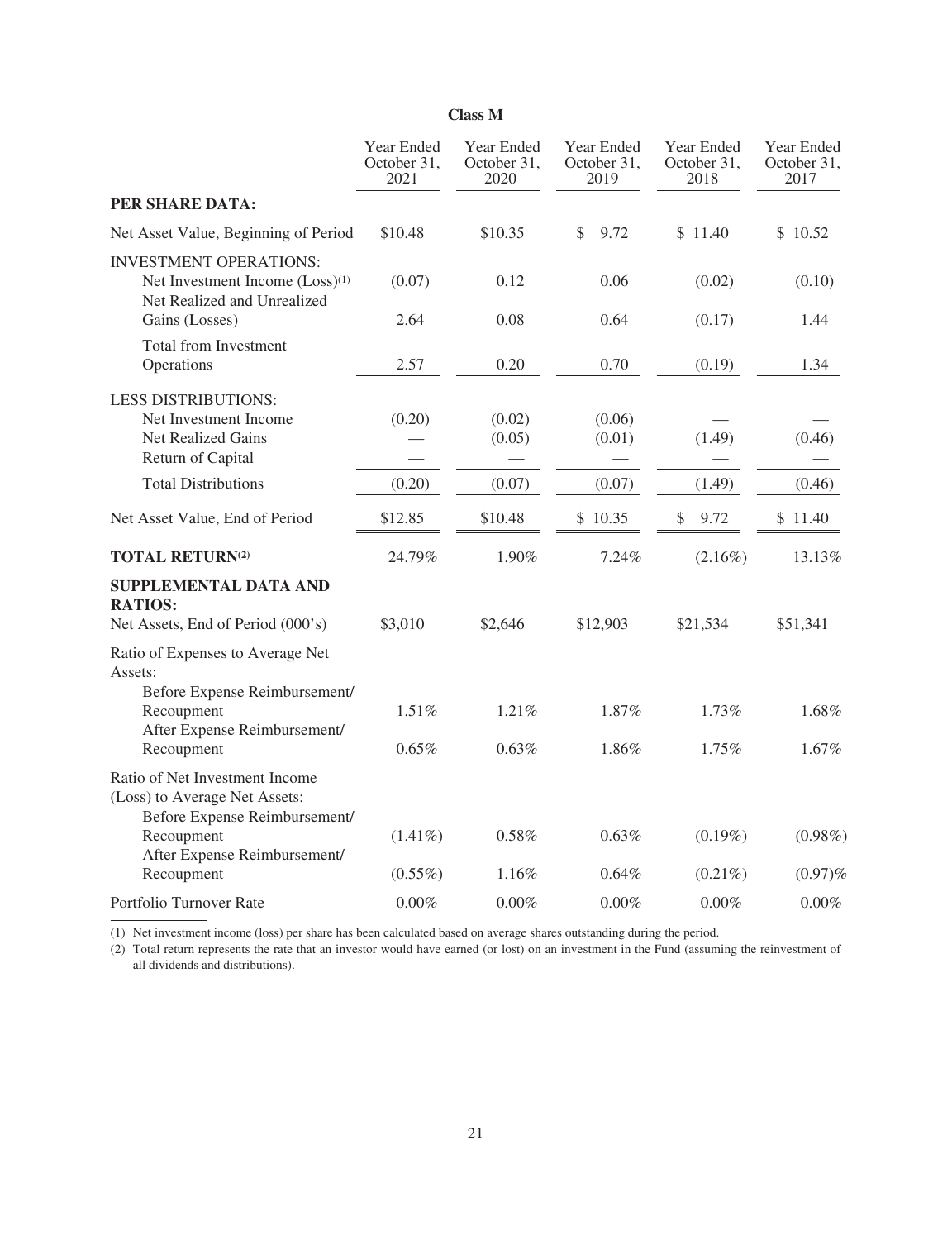**Class M**

| | Year Ended October 31, 2021 | Year Ended October 31, 2020 | Year Ended October 31, 2019 | Year Ended October 31, 2018 | Year Ended October 31, 2017 |
|---|---|---|---|---|---|
| **PER SHARE DATA:** | | | | | |
| Net Asset Value, Beginning of Period | $10.48 | $10.35 | $ 9.72 | $ 11.40 | $ 10.52 |
| INVESTMENT OPERATIONS: | | | | | |
| Net Investment Income (Loss)(1) | (0.07) | 0.12 | 0.06 | (0.02) | (0.10) |
| Net Realized and Unrealized Gains (Losses) | 2.64 | 0.08 | 0.64 | (0.17) | 1.44 |
| Total from Investment Operations | 2.57 | 0.20 | 0.70 | (0.19) | 1.34 |
| LESS DISTRIBUTIONS: | | | | | |
| Net Investment Income | (0.20) | (0.02) | (0.06) | — | — |
| Net Realized Gains | — | (0.05) | (0.01) | (1.49) | (0.46) |
| Return of Capital | — | — | — | — | — |
| Total Distributions | (0.20) | (0.07) | (0.07) | (1.49) | (0.46) |
| Net Asset Value, End of Period | $12.85 | $10.48 | $ 10.35 | $ 9.72 | $ 11.40 |
| **TOTAL RETURN(2)** | 24.79% | 1.90% | 7.24% | (2.16%) | 13.13% |
| **SUPPLEMENTAL DATA AND RATIOS:** | | | | | |
| Net Assets, End of Period (000's) | $3,010 | $2,646 | $12,903 | $21,534 | $51,341 |
| Ratio of Expenses to Average Net Assets: | | | | | |
| Before Expense Reimbursement/ Recoupment | 1.51% | 1.21% | 1.87% | 1.73% | 1.68% |
| After Expense Reimbursement/ Recoupment | 0.65% | 0.63% | 1.86% | 1.75% | 1.67% |
| Ratio of Net Investment Income (Loss) to Average Net Assets: | | | | | |
| Before Expense Reimbursement/ Recoupment | (1.41%) | 0.58% | 0.63% | (0.19%) | (0.98%) |
| After Expense Reimbursement/ Recoupment | (0.55%) | 1.16% | 0.64% | (0.21%) | (0.97)% |
| Portfolio Turnover Rate | 0.00% | 0.00% | 0.00% | 0.00% | 0.00% |

(1) Net investment income (loss) per share has been calculated based on average shares outstanding during the period.

(2) Total return represents the rate that an investor would have earned (or lost) on an investment in the Fund (assuming the reinvestment of all dividends and distributions).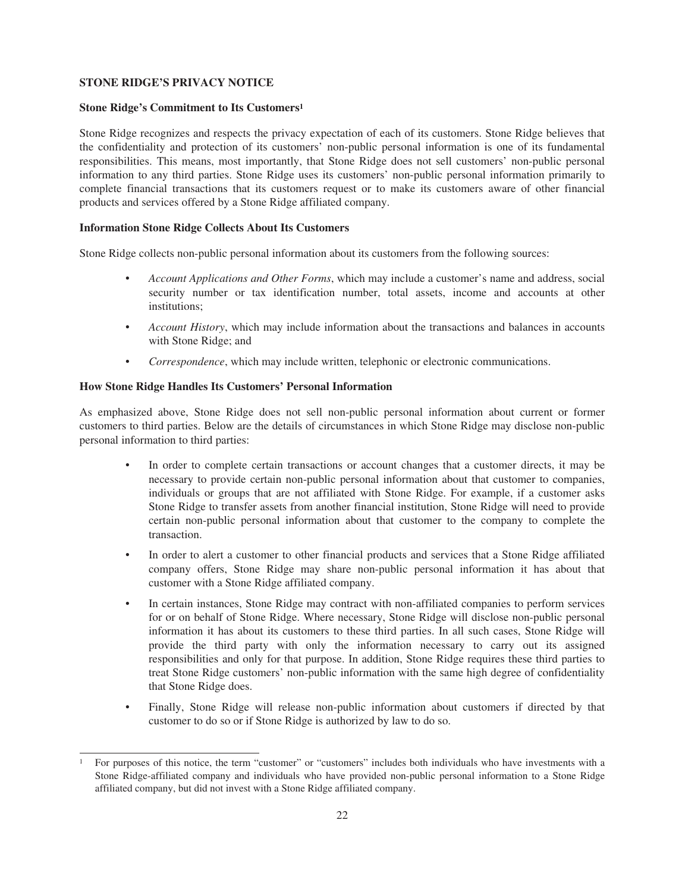**STONE RIDGE'S PRIVACY NOTICE**

**Stone Ridge's Commitment to Its Customers[1]**

Stone Ridge recognizes and respects the privacy expectation of each of its customers. Stone Ridge believes that the confidentiality and protection of its customers' non-public personal information is one of its fundamental responsibilities. This means, most importantly, that Stone Ridge does not sell customers' non-public personal information to any third parties. Stone Ridge uses its customers' non-public personal information primarily to complete financial transactions that its customers request or to make its customers aware of other financial products and services offered by a Stone Ridge affiliated company.

**Information Stone Ridge Collects About Its Customers**

Stone Ridge collects non-public personal information about its customers from the following sources:

- *Account Applications and Other Forms*, which may include a customer's name and address, social security number or tax identification number, total assets, income and accounts at other institutions;
- *Account History*, which may include information about the transactions and balances in accounts with Stone Ridge; and
- *Correspondence*, which may include written, telephonic or electronic communications.

**How Stone Ridge Handles Its Customers' Personal Information**

As emphasized above, Stone Ridge does not sell non-public personal information about current or former customers to third parties. Below are the details of circumstances in which Stone Ridge may disclose non-public personal information to third parties:

- In order to complete certain transactions or account changes that a customer directs, it may be necessary to provide certain non-public personal information about that customer to companies, individuals or groups that are not affiliated with Stone Ridge. For example, if a customer asks Stone Ridge to transfer assets from another financial institution, Stone Ridge will need to provide certain non-public personal information about that customer to the company to complete the transaction.
- In order to alert a customer to other financial products and services that a Stone Ridge affiliated company offers, Stone Ridge may share non-public personal information it has about that customer with a Stone Ridge affiliated company.
- In certain instances, Stone Ridge may contract with non-affiliated companies to perform services for or on behalf of Stone Ridge. Where necessary, Stone Ridge will disclose non-public personal information it has about its customers to these third parties. In all such cases, Stone Ridge will provide the third party with only the information necessary to carry out its assigned responsibilities and only for that purpose. In addition, Stone Ridge requires these third parties to treat Stone Ridge customers' non-public information with the same high degree of confidentiality that Stone Ridge does.
- Finally, Stone Ridge will release non-public information about customers if directed by that customer to do so or if Stone Ridge is authorized by law to do so.

---

[1] For purposes of this notice, the term "customer" or "customers" includes both individuals who have investments with a Stone Ridge-affiliated company and individuals who have provided non-public personal information to a Stone Ridge affiliated company, but did not invest with a Stone Ridge affiliated company.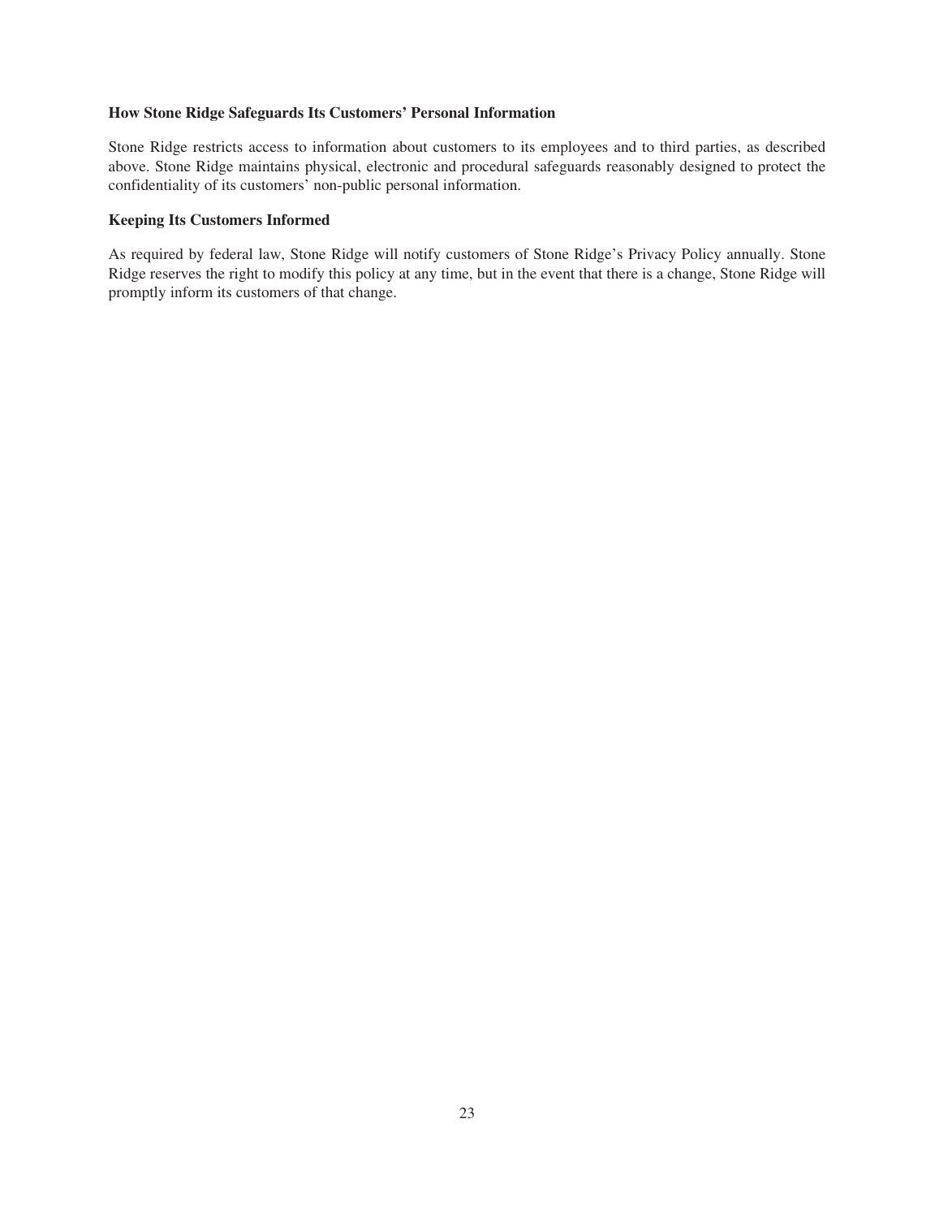**How Stone Ridge Safeguards Its Customers' Personal Information**

Stone Ridge restricts access to information about customers to its employees and to third parties, as described above. Stone Ridge maintains physical, electronic and procedural safeguards reasonably designed to protect the confidentiality of its customers' non-public personal information.

**Keeping Its Customers Informed**

As required by federal law, Stone Ridge will notify customers of Stone Ridge's Privacy Policy annually. Stone Ridge reserves the right to modify this policy at any time, but in the event that there is a change, Stone Ridge will promptly inform its customers of that change.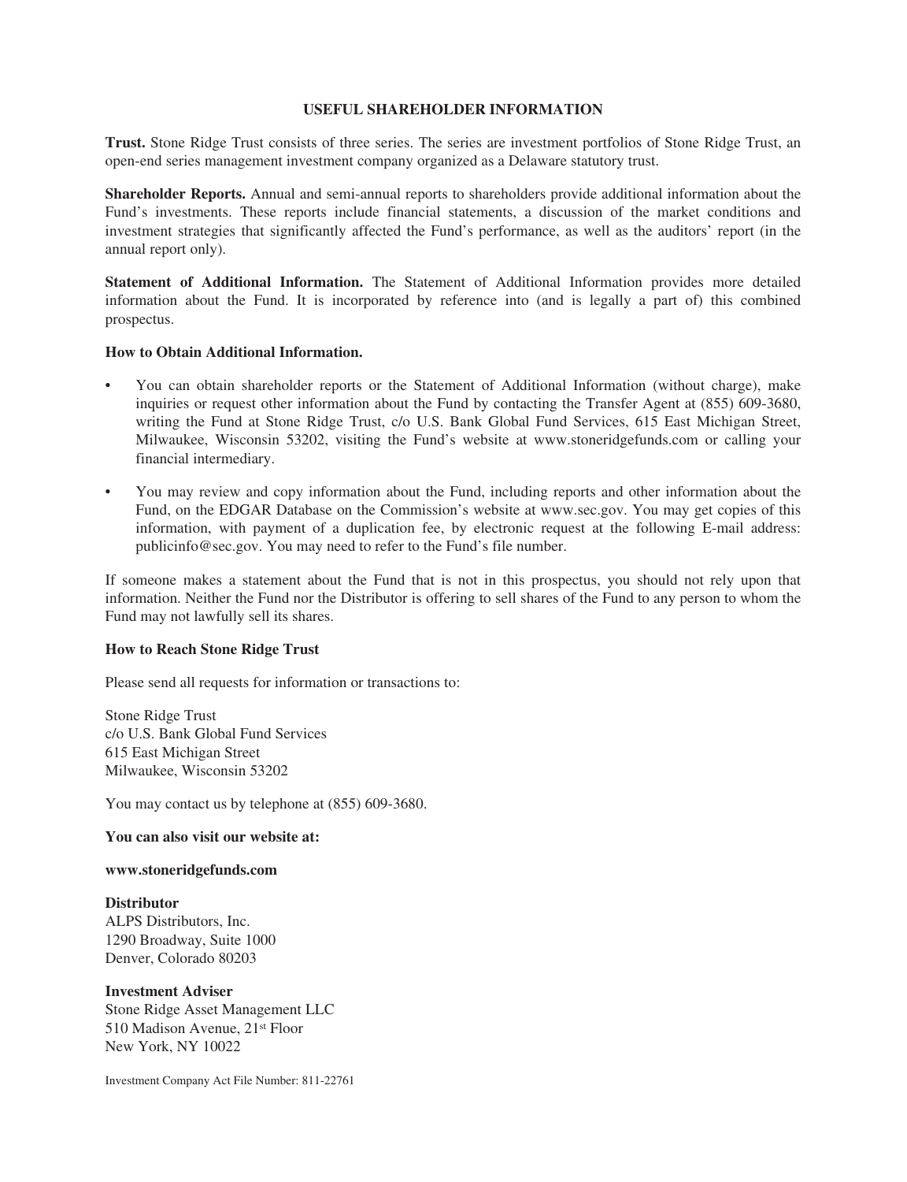## USEFUL SHAREHOLDER INFORMATION

**Trust.** Stone Ridge Trust consists of three series. The series are investment portfolios of Stone Ridge Trust, an open-end series management investment company organized as a Delaware statutory trust.

**Shareholder Reports.** Annual and semi-annual reports to shareholders provide additional information about the Fund's investments. These reports include financial statements, a discussion of the market conditions and investment strategies that significantly affected the Fund's performance, as well as the auditors' report (in the annual report only).

**Statement of Additional Information.** The Statement of Additional Information provides more detailed information about the Fund. It is incorporated by reference into (and is legally a part of) this combined prospectus.

**How to Obtain Additional Information.**

- You can obtain shareholder reports or the Statement of Additional Information (without charge), make inquiries or request other information about the Fund by contacting the Transfer Agent at (855) 609-3680, writing the Fund at Stone Ridge Trust, c/o U.S. Bank Global Fund Services, 615 East Michigan Street, Milwaukee, Wisconsin 53202, visiting the Fund's website at www.stoneridgefunds.com or calling your financial intermediary.
- You may review and copy information about the Fund, including reports and other information about the Fund, on the EDGAR Database on the Commission's website at www.sec.gov. You may get copies of this information, with payment of a duplication fee, by electronic request at the following E-mail address: publicinfo@sec.gov. You may need to refer to the Fund's file number.

If someone makes a statement about the Fund that is not in this prospectus, you should not rely upon that information. Neither the Fund nor the Distributor is offering to sell shares of the Fund to any person to whom the Fund may not lawfully sell its shares.

**How to Reach Stone Ridge Trust**

Please send all requests for information or transactions to:

Stone Ridge Trust
c/o U.S. Bank Global Fund Services
615 East Michigan Street
Milwaukee, Wisconsin 53202

You may contact us by telephone at (855) 609-3680.

**You can also visit our website at:**

**www.stoneridgefunds.com**

**Distributor**
ALPS Distributors, Inc.
1290 Broadway, Suite 1000
Denver, Colorado 80203

**Investment Adviser**
Stone Ridge Asset Management LLC
510 Madison Avenue, 21st Floor
New York, NY 10022

Investment Company Act File Number: 811-22761